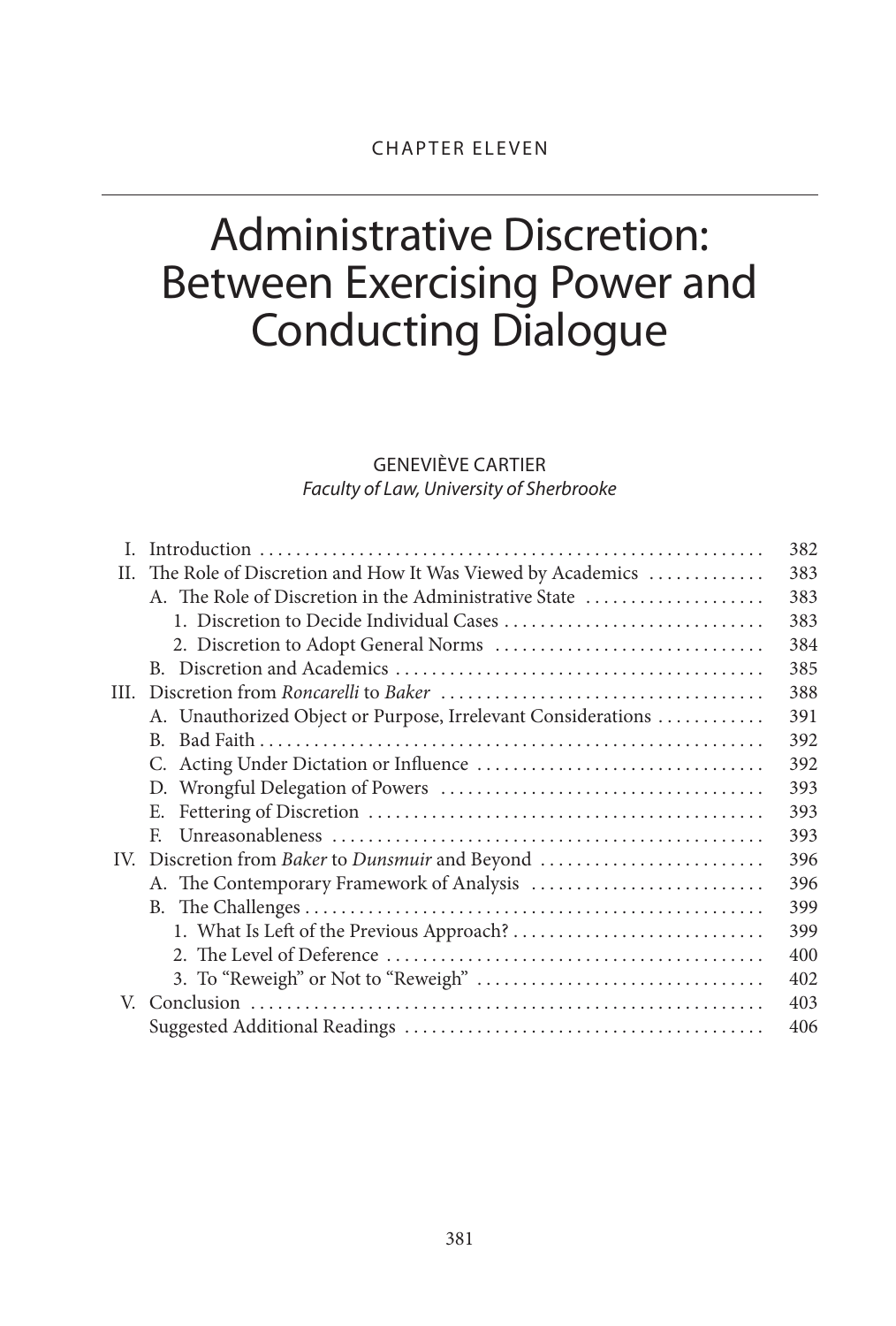CHAPTER ELEVEN

# Administrative Discretion: Between Exercising Power and Conducting Dialogue

GENEVIÈVE CARTIER

*Faculty of Law, University of Sherbrooke*

| | | |
|---|---|---|
| I. | Introduction | 382 |
| II. | The Role of Discretion and How It Was Viewed by Academics | 383 |
| | A. The Role of Discretion in the Administrative State | 383 |
| | 1. Discretion to Decide Individual Cases | 383 |
| | 2. Discretion to Adopt General Norms | 384 |
| | B. Discretion and Academics | 385 |
| III. | Discretion from *Roncarelli* to *Baker* | 388 |
| | A. Unauthorized Object or Purpose, Irrelevant Considerations | 391 |
| | B. Bad Faith | 392 |
| | C. Acting Under Dictation or Influence | 392 |
| | D. Wrongful Delegation of Powers | 393 |
| | E. Fettering of Discretion | 393 |
| | F. Unreasonableness | 393 |
| IV. | Discretion from *Baker* to *Dunsmuir* and Beyond | 396 |
| | A. The Contemporary Framework of Analysis | 396 |
| | B. The Challenges | 399 |
| | 1. What Is Left of the Previous Approach? | 399 |
| | 2. The Level of Deference | 400 |
| | 3. To "Reweigh" or Not to "Reweigh" | 402 |
| V. | Conclusion | 403 |
| | Suggested Additional Readings | 406 |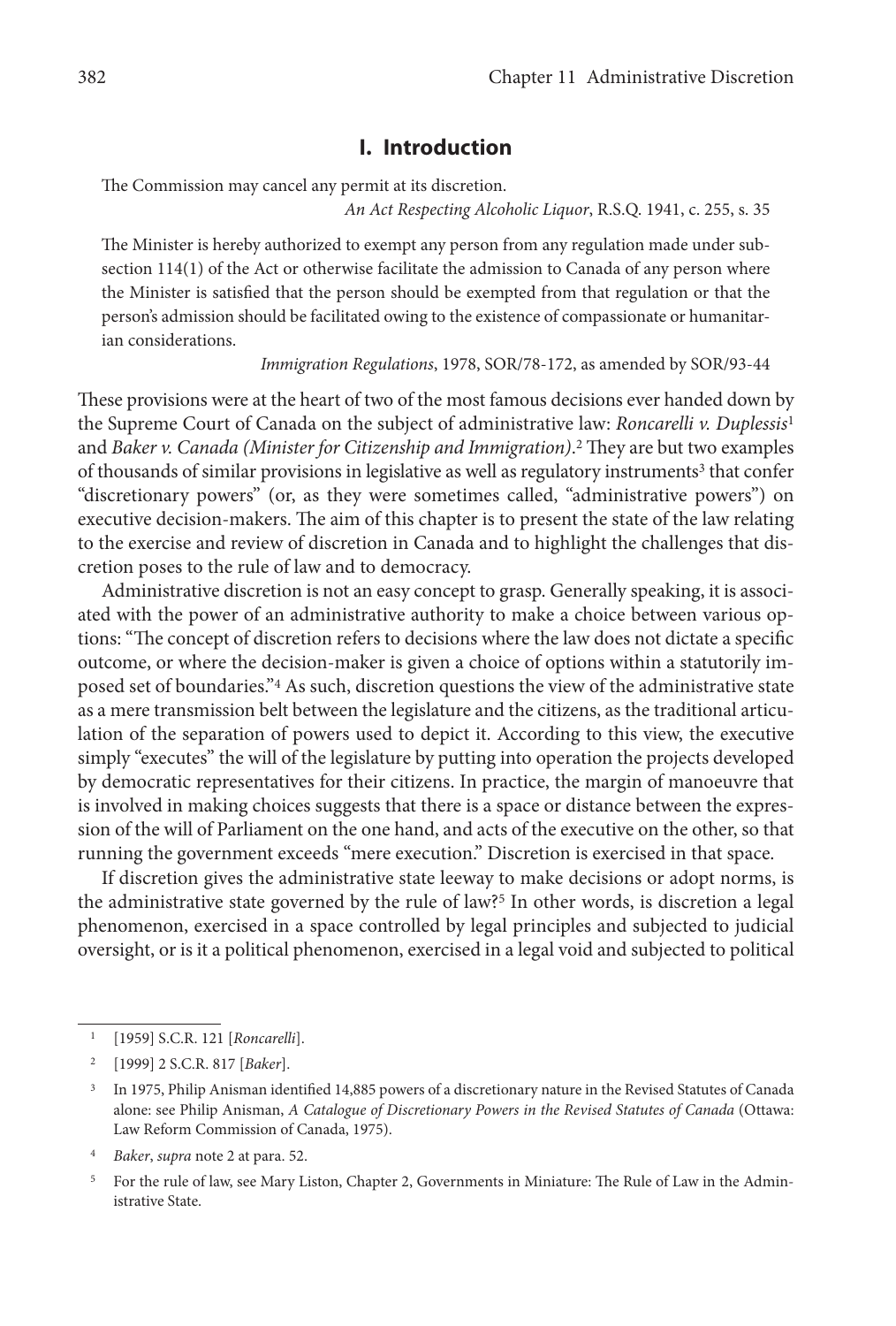## I. Introduction

> The Commission may cancel any permit at its discretion.
>
> *An Act Respecting Alcoholic Liquor*, R.S.Q. 1941, c. 255, s. 35

> The Minister is hereby authorized to exempt any person from any regulation made under subsection 114(1) of the Act or otherwise facilitate the admission to Canada of any person where the Minister is satisfied that the person should be exempted from that regulation or that the person's admission should be facilitated owing to the existence of compassionate or humanitarian considerations.
>
> *Immigration Regulations*, 1978, SOR/78-172, as amended by SOR/93-44

These provisions were at the heart of two of the most famous decisions ever handed down by the Supreme Court of Canada on the subject of administrative law: *Roncarelli v. Duplessis*[1] and *Baker v. Canada (Minister for Citizenship and Immigration)*.[2] They are but two examples of thousands of similar provisions in legislative as well as regulatory instruments[3] that confer "discretionary powers" (or, as they were sometimes called, "administrative powers") on executive decision-makers. The aim of this chapter is to present the state of the law relating to the exercise and review of discretion in Canada and to highlight the challenges that discretion poses to the rule of law and to democracy.

Administrative discretion is not an easy concept to grasp. Generally speaking, it is associated with the power of an administrative authority to make a choice between various options: "The concept of discretion refers to decisions where the law does not dictate a specific outcome, or where the decision-maker is given a choice of options within a statutorily imposed set of boundaries."[4] As such, discretion questions the view of the administrative state as a mere transmission belt between the legislature and the citizens, as the traditional articulation of the separation of powers used to depict it. According to this view, the executive simply "executes" the will of the legislature by putting into operation the projects developed by democratic representatives for their citizens. In practice, the margin of manoeuvre that is involved in making choices suggests that there is a space or distance between the expression of the will of Parliament on the one hand, and acts of the executive on the other, so that running the government exceeds "mere execution." Discretion is exercised in that space.

If discretion gives the administrative state leeway to make decisions or adopt norms, is the administrative state governed by the rule of law?[5] In other words, is discretion a legal phenomenon, exercised in a space controlled by legal principles and subjected to judicial oversight, or is it a political phenomenon, exercised in a legal void and subjected to political

---

1 [1959] S.C.R. 121 [*Roncarelli*].

2 [1999] 2 S.C.R. 817 [*Baker*].

3 In 1975, Philip Anisman identified 14,885 powers of a discretionary nature in the Revised Statutes of Canada alone: see Philip Anisman, *A Catalogue of Discretionary Powers in the Revised Statutes of Canada* (Ottawa: Law Reform Commission of Canada, 1975).

4 *Baker*, *supra* note 2 at para. 52.

5 For the rule of law, see Mary Liston, Chapter 2, Governments in Miniature: The Rule of Law in the Administrative State.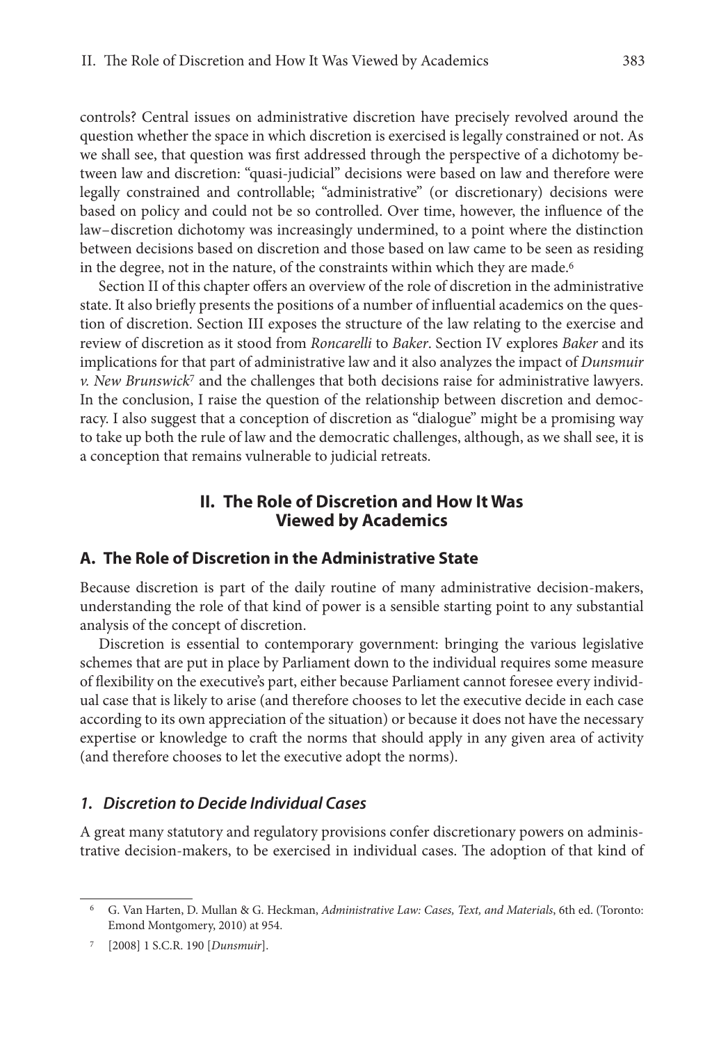controls? Central issues on administrative discretion have precisely revolved around the question whether the space in which discretion is exercised is legally constrained or not. As we shall see, that question was first addressed through the perspective of a dichotomy between law and discretion: "quasi-judicial" decisions were based on law and therefore were legally constrained and controllable; "administrative" (or discretionary) decisions were based on policy and could not be so controlled. Over time, however, the influence of the law–discretion dichotomy was increasingly undermined, to a point where the distinction between decisions based on discretion and those based on law came to be seen as residing in the degree, not in the nature, of the constraints within which they are made.[6]

Section II of this chapter offers an overview of the role of discretion in the administrative state. It also briefly presents the positions of a number of influential academics on the question of discretion. Section III exposes the structure of the law relating to the exercise and review of discretion as it stood from *Roncarelli* to *Baker*. Section IV explores *Baker* and its implications for that part of administrative law and it also analyzes the impact of *Dunsmuir v. New Brunswick*[7] and the challenges that both decisions raise for administrative lawyers. In the conclusion, I raise the question of the relationship between discretion and democracy. I also suggest that a conception of discretion as "dialogue" might be a promising way to take up both the rule of law and the democratic challenges, although, as we shall see, it is a conception that remains vulnerable to judicial retreats.

## II. The Role of Discretion and How It Was Viewed by Academics

### A. The Role of Discretion in the Administrative State

Because discretion is part of the daily routine of many administrative decision-makers, understanding the role of that kind of power is a sensible starting point to any substantial analysis of the concept of discretion.

Discretion is essential to contemporary government: bringing the various legislative schemes that are put in place by Parliament down to the individual requires some measure of flexibility on the executive's part, either because Parliament cannot foresee every individual case that is likely to arise (and therefore chooses to let the executive decide in each case according to its own appreciation of the situation) or because it does not have the necessary expertise or knowledge to craft the norms that should apply in any given area of activity (and therefore chooses to let the executive adopt the norms).

#### *1. Discretion to Decide Individual Cases*

A great many statutory and regulatory provisions confer discretionary powers on administrative decision-makers, to be exercised in individual cases. The adoption of that kind of

---

[6] G. Van Harten, D. Mullan & G. Heckman, *Administrative Law: Cases, Text, and Materials*, 6th ed. (Toronto: Emond Montgomery, 2010) at 954.

[7] [2008] 1 S.C.R. 190 [*Dunsmuir*].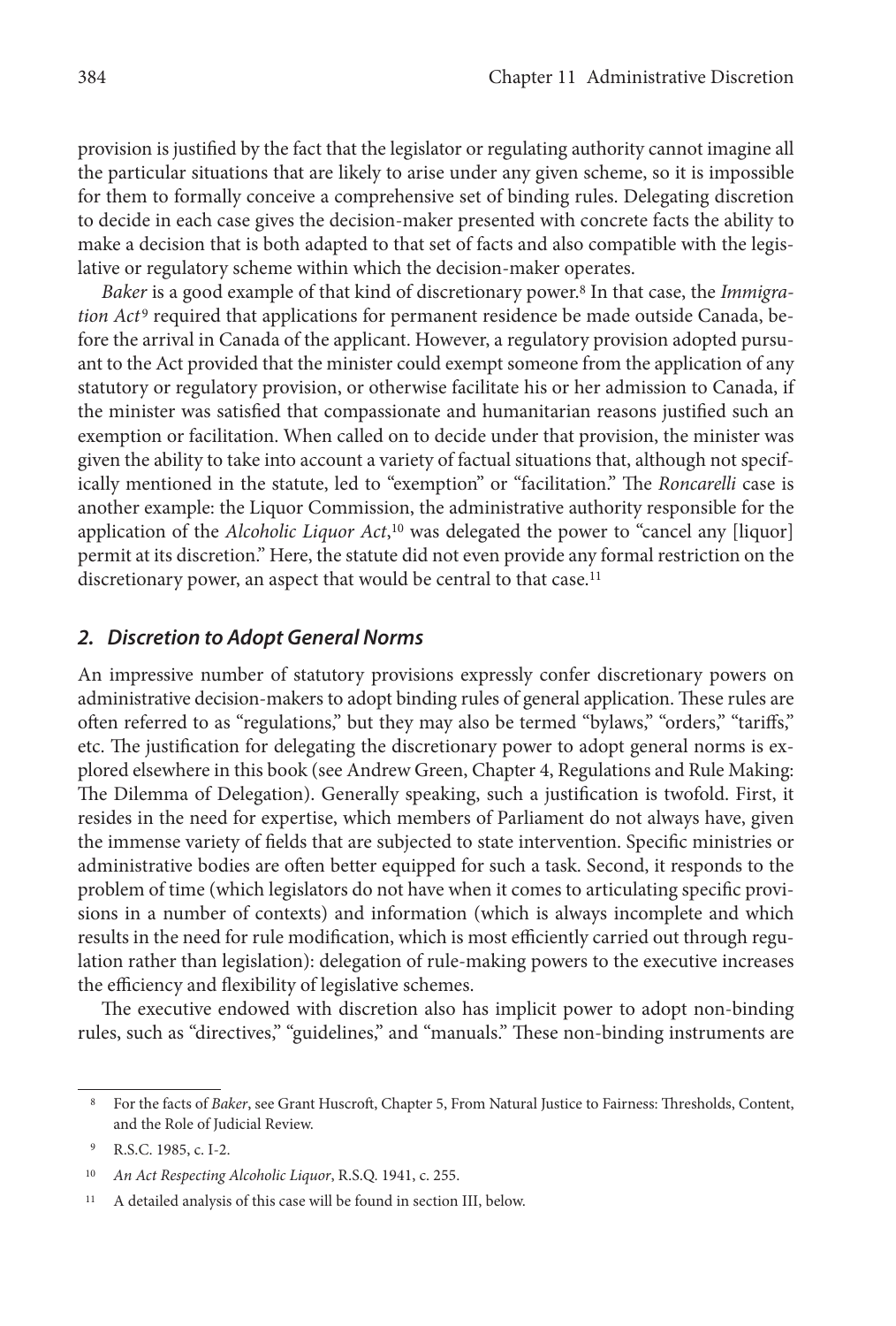provision is justified by the fact that the legislator or regulating authority cannot imagine all the particular situations that are likely to arise under any given scheme, so it is impossible for them to formally conceive a comprehensive set of binding rules. Delegating discretion to decide in each case gives the decision-maker presented with concrete facts the ability to make a decision that is both adapted to that set of facts and also compatible with the legislative or regulatory scheme within which the decision-maker operates.

*Baker* is a good example of that kind of discretionary power.[8] In that case, the *Immigration Act*[9] required that applications for permanent residence be made outside Canada, before the arrival in Canada of the applicant. However, a regulatory provision adopted pursuant to the Act provided that the minister could exempt someone from the application of any statutory or regulatory provision, or otherwise facilitate his or her admission to Canada, if the minister was satisfied that compassionate and humanitarian reasons justified such an exemption or facilitation. When called on to decide under that provision, the minister was given the ability to take into account a variety of factual situations that, although not specifically mentioned in the statute, led to "exemption" or "facilitation." The *Roncarelli* case is another example: the Liquor Commission, the administrative authority responsible for the application of the *Alcoholic Liquor Act*,[10] was delegated the power to "cancel any [liquor] permit at its discretion." Here, the statute did not even provide any formal restriction on the discretionary power, an aspect that would be central to that case.[11]

### *2. Discretion to Adopt General Norms*

An impressive number of statutory provisions expressly confer discretionary powers on administrative decision-makers to adopt binding rules of general application. These rules are often referred to as "regulations," but they may also be termed "bylaws," "orders," "tariffs," etc. The justification for delegating the discretionary power to adopt general norms is explored elsewhere in this book (see Andrew Green, Chapter 4, Regulations and Rule Making: The Dilemma of Delegation). Generally speaking, such a justification is twofold. First, it resides in the need for expertise, which members of Parliament do not always have, given the immense variety of fields that are subjected to state intervention. Specific ministries or administrative bodies are often better equipped for such a task. Second, it responds to the problem of time (which legislators do not have when it comes to articulating specific provisions in a number of contexts) and information (which is always incomplete and which results in the need for rule modification, which is most efficiently carried out through regulation rather than legislation): delegation of rule-making powers to the executive increases the efficiency and flexibility of legislative schemes.

The executive endowed with discretion also has implicit power to adopt non-binding rules, such as "directives," "guidelines," and "manuals." These non-binding instruments are

---

[8] For the facts of *Baker*, see Grant Huscroft, Chapter 5, From Natural Justice to Fairness: Thresholds, Content, and the Role of Judicial Review.

[9] R.S.C. 1985, c. I-2.

[10] *An Act Respecting Alcoholic Liquor*, R.S.Q. 1941, c. 255.

[11] A detailed analysis of this case will be found in section III, below.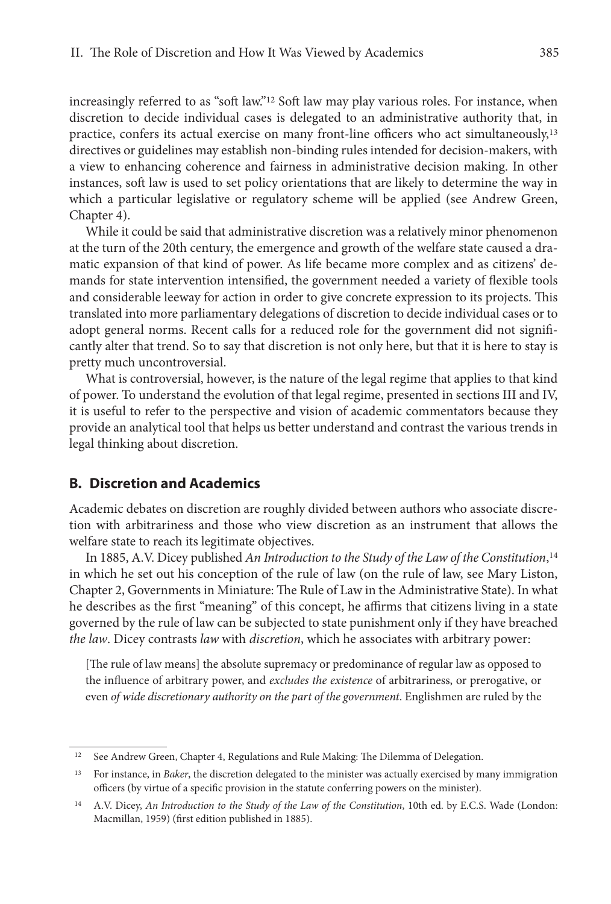increasingly referred to as "soft law."[12] Soft law may play various roles. For instance, when discretion to decide individual cases is delegated to an administrative authority that, in practice, confers its actual exercise on many front-line officers who act simultaneously,[13] directives or guidelines may establish non-binding rules intended for decision-makers, with a view to enhancing coherence and fairness in administrative decision making. In other instances, soft law is used to set policy orientations that are likely to determine the way in which a particular legislative or regulatory scheme will be applied (see Andrew Green, Chapter 4).

While it could be said that administrative discretion was a relatively minor phenomenon at the turn of the 20th century, the emergence and growth of the welfare state caused a dramatic expansion of that kind of power. As life became more complex and as citizens' demands for state intervention intensified, the government needed a variety of flexible tools and considerable leeway for action in order to give concrete expression to its projects. This translated into more parliamentary delegations of discretion to decide individual cases or to adopt general norms. Recent calls for a reduced role for the government did not significantly alter that trend. So to say that discretion is not only here, but that it is here to stay is pretty much uncontroversial.

What is controversial, however, is the nature of the legal regime that applies to that kind of power. To understand the evolution of that legal regime, presented in sections III and IV, it is useful to refer to the perspective and vision of academic commentators because they provide an analytical tool that helps us better understand and contrast the various trends in legal thinking about discretion.

## B. Discretion and Academics

Academic debates on discretion are roughly divided between authors who associate discretion with arbitrariness and those who view discretion as an instrument that allows the welfare state to reach its legitimate objectives.

In 1885, A.V. Dicey published *An Introduction to the Study of the Law of the Constitution*,[14] in which he set out his conception of the rule of law (on the rule of law, see Mary Liston, Chapter 2, Governments in Miniature: The Rule of Law in the Administrative State). In what he describes as the first "meaning" of this concept, he affirms that citizens living in a state governed by the rule of law can be subjected to state punishment only if they have breached *the law*. Dicey contrasts *law* with *discretion*, which he associates with arbitrary power:

> [The rule of law means] the absolute supremacy or predominance of regular law as opposed to the influence of arbitrary power, and *excludes the existence* of arbitrariness, or prerogative, or even *of wide discretionary authority on the part of the government*. Englishmen are ruled by the

---

[12] See Andrew Green, Chapter 4, Regulations and Rule Making: The Dilemma of Delegation.

[13] For instance, in *Baker*, the discretion delegated to the minister was actually exercised by many immigration officers (by virtue of a specific provision in the statute conferring powers on the minister).

[14] A.V. Dicey, *An Introduction to the Study of the Law of the Constitution*, 10th ed. by E.C.S. Wade (London: Macmillan, 1959) (first edition published in 1885).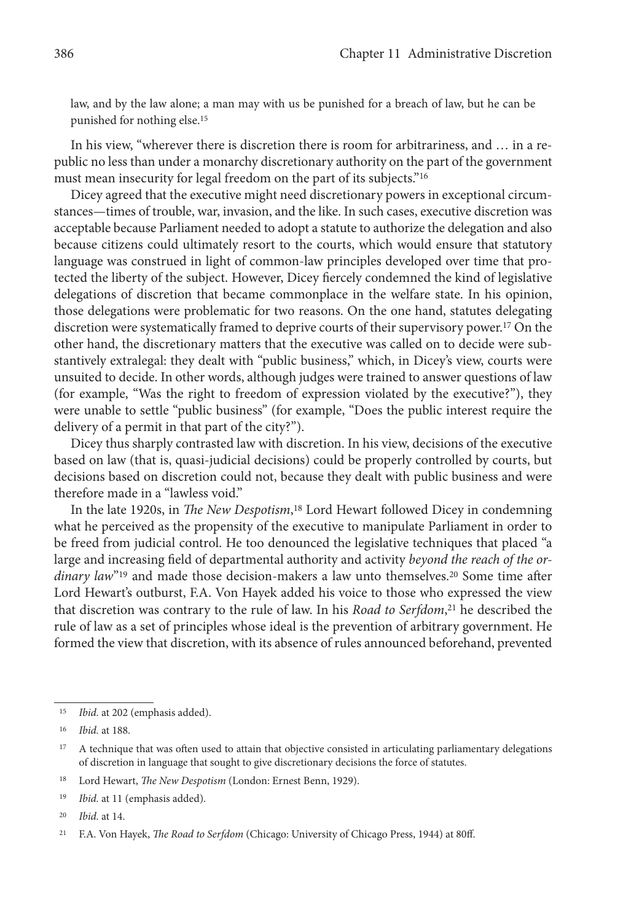law, and by the law alone; a man may with us be punished for a breach of law, but he can be punished for nothing else.[15]

In his view, "wherever there is discretion there is room for arbitrariness, and … in a republic no less than under a monarchy discretionary authority on the part of the government must mean insecurity for legal freedom on the part of its subjects."[16]

Dicey agreed that the executive might need discretionary powers in exceptional circumstances—times of trouble, war, invasion, and the like. In such cases, executive discretion was acceptable because Parliament needed to adopt a statute to authorize the delegation and also because citizens could ultimately resort to the courts, which would ensure that statutory language was construed in light of common-law principles developed over time that protected the liberty of the subject. However, Dicey fiercely condemned the kind of legislative delegations of discretion that became commonplace in the welfare state. In his opinion, those delegations were problematic for two reasons. On the one hand, statutes delegating discretion were systematically framed to deprive courts of their supervisory power.[17] On the other hand, the discretionary matters that the executive was called on to decide were substantively extralegal: they dealt with "public business," which, in Dicey's view, courts were unsuited to decide. In other words, although judges were trained to answer questions of law (for example, "Was the right to freedom of expression violated by the executive?"), they were unable to settle "public business" (for example, "Does the public interest require the delivery of a permit in that part of the city?").

Dicey thus sharply contrasted law with discretion. In his view, decisions of the executive based on law (that is, quasi-judicial decisions) could be properly controlled by courts, but decisions based on discretion could not, because they dealt with public business and were therefore made in a "lawless void."

In the late 1920s, in *The New Despotism*,[18] Lord Hewart followed Dicey in condemning what he perceived as the propensity of the executive to manipulate Parliament in order to be freed from judicial control. He too denounced the legislative techniques that placed "a large and increasing field of departmental authority and activity *beyond the reach of the ordinary law*"[19] and made those decision-makers a law unto themselves.[20] Some time after Lord Hewart's outburst, F.A. Von Hayek added his voice to those who expressed the view that discretion was contrary to the rule of law. In his *Road to Serfdom*,[21] he described the rule of law as a set of principles whose ideal is the prevention of arbitrary government. He formed the view that discretion, with its absence of rules announced beforehand, prevented

---

[15] *Ibid.* at 202 (emphasis added).

[16] *Ibid.* at 188.

[17] A technique that was often used to attain that objective consisted in articulating parliamentary delegations of discretion in language that sought to give discretionary decisions the force of statutes.

[18] Lord Hewart, *The New Despotism* (London: Ernest Benn, 1929).

[19] *Ibid.* at 11 (emphasis added).

[20] *Ibid.* at 14.

[21] F.A. Von Hayek, *The Road to Serfdom* (Chicago: University of Chicago Press, 1944) at 80ff.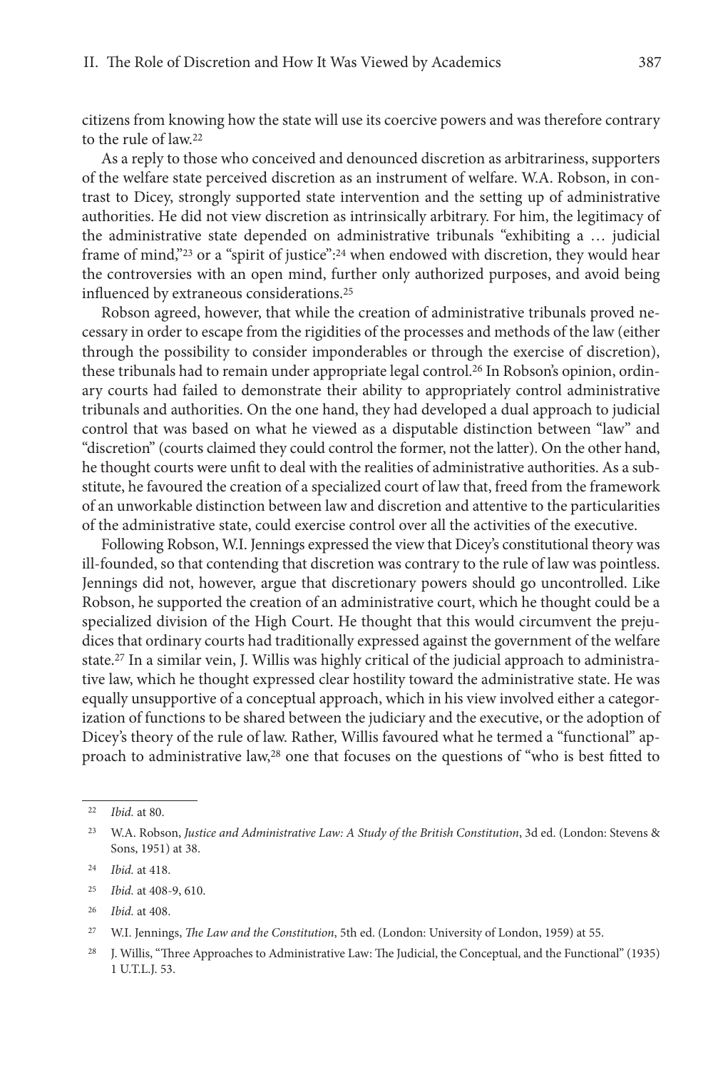citizens from knowing how the state will use its coercive powers and was therefore contrary to the rule of law.[22]

As a reply to those who conceived and denounced discretion as arbitrariness, supporters of the welfare state perceived discretion as an instrument of welfare. W.A. Robson, in contrast to Dicey, strongly supported state intervention and the setting up of administrative authorities. He did not view discretion as intrinsically arbitrary. For him, the legitimacy of the administrative state depended on administrative tribunals "exhibiting a … judicial frame of mind,"[23] or a "spirit of justice":[24] when endowed with discretion, they would hear the controversies with an open mind, further only authorized purposes, and avoid being influenced by extraneous considerations.[25]

Robson agreed, however, that while the creation of administrative tribunals proved necessary in order to escape from the rigidities of the processes and methods of the law (either through the possibility to consider imponderables or through the exercise of discretion), these tribunals had to remain under appropriate legal control.[26] In Robson's opinion, ordinary courts had failed to demonstrate their ability to appropriately control administrative tribunals and authorities. On the one hand, they had developed a dual approach to judicial control that was based on what he viewed as a disputable distinction between "law" and "discretion" (courts claimed they could control the former, not the latter). On the other hand, he thought courts were unfit to deal with the realities of administrative authorities. As a substitute, he favoured the creation of a specialized court of law that, freed from the framework of an unworkable distinction between law and discretion and attentive to the particularities of the administrative state, could exercise control over all the activities of the executive.

Following Robson, W.I. Jennings expressed the view that Dicey's constitutional theory was ill-founded, so that contending that discretion was contrary to the rule of law was pointless. Jennings did not, however, argue that discretionary powers should go uncontrolled. Like Robson, he supported the creation of an administrative court, which he thought could be a specialized division of the High Court. He thought that this would circumvent the prejudices that ordinary courts had traditionally expressed against the government of the welfare state.[27] In a similar vein, J. Willis was highly critical of the judicial approach to administrative law, which he thought expressed clear hostility toward the administrative state. He was equally unsupportive of a conceptual approach, which in his view involved either a categorization of functions to be shared between the judiciary and the executive, or the adoption of Dicey's theory of the rule of law. Rather, Willis favoured what he termed a "functional" approach to administrative law,[28] one that focuses on the questions of "who is best fitted to

---

[22] *Ibid.* at 80.

[23] W.A. Robson, *Justice and Administrative Law: A Study of the British Constitution*, 3d ed. (London: Stevens & Sons, 1951) at 38.

[24] *Ibid.* at 418.

[25] *Ibid.* at 408-9, 610.

[26] *Ibid.* at 408.

[27] W.I. Jennings, *The Law and the Constitution*, 5th ed. (London: University of London, 1959) at 55.

[28] J. Willis, "Three Approaches to Administrative Law: The Judicial, the Conceptual, and the Functional" (1935) 1 U.T.L.J. 53.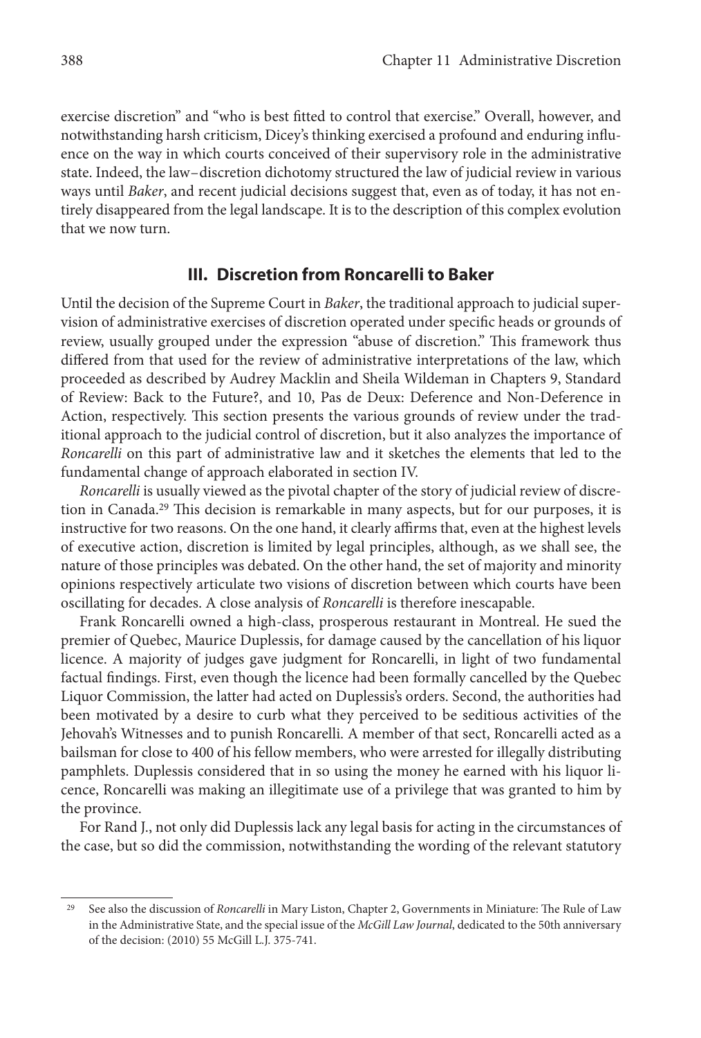exercise discretion" and "who is best fitted to control that exercise." Overall, however, and notwithstanding harsh criticism, Dicey's thinking exercised a profound and enduring influence on the way in which courts conceived of their supervisory role in the administrative state. Indeed, the law–discretion dichotomy structured the law of judicial review in various ways until *Baker*, and recent judicial decisions suggest that, even as of today, it has not entirely disappeared from the legal landscape. It is to the description of this complex evolution that we now turn.

## III. Discretion from Roncarelli to Baker

Until the decision of the Supreme Court in *Baker*, the traditional approach to judicial supervision of administrative exercises of discretion operated under specific heads or grounds of review, usually grouped under the expression "abuse of discretion." This framework thus differed from that used for the review of administrative interpretations of the law, which proceeded as described by Audrey Macklin and Sheila Wildeman in Chapters 9, Standard of Review: Back to the Future?, and 10, Pas de Deux: Deference and Non-Deference in Action, respectively. This section presents the various grounds of review under the traditional approach to the judicial control of discretion, but it also analyzes the importance of *Roncarelli* on this part of administrative law and it sketches the elements that led to the fundamental change of approach elaborated in section IV.

*Roncarelli* is usually viewed as the pivotal chapter of the story of judicial review of discretion in Canada.[29] This decision is remarkable in many aspects, but for our purposes, it is instructive for two reasons. On the one hand, it clearly affirms that, even at the highest levels of executive action, discretion is limited by legal principles, although, as we shall see, the nature of those principles was debated. On the other hand, the set of majority and minority opinions respectively articulate two visions of discretion between which courts have been oscillating for decades. A close analysis of *Roncarelli* is therefore inescapable.

Frank Roncarelli owned a high-class, prosperous restaurant in Montreal. He sued the premier of Quebec, Maurice Duplessis, for damage caused by the cancellation of his liquor licence. A majority of judges gave judgment for Roncarelli, in light of two fundamental factual findings. First, even though the licence had been formally cancelled by the Quebec Liquor Commission, the latter had acted on Duplessis's orders. Second, the authorities had been motivated by a desire to curb what they perceived to be seditious activities of the Jehovah's Witnesses and to punish Roncarelli. A member of that sect, Roncarelli acted as a bailsman for close to 400 of his fellow members, who were arrested for illegally distributing pamphlets. Duplessis considered that in so using the money he earned with his liquor licence, Roncarelli was making an illegitimate use of a privilege that was granted to him by the province.

For Rand J., not only did Duplessis lack any legal basis for acting in the circumstances of the case, but so did the commission, notwithstanding the wording of the relevant statutory

---

[29] See also the discussion of *Roncarelli* in Mary Liston, Chapter 2, Governments in Miniature: The Rule of Law in the Administrative State, and the special issue of the *McGill Law Journal*, dedicated to the 50th anniversary of the decision: (2010) 55 McGill L.J. 375-741.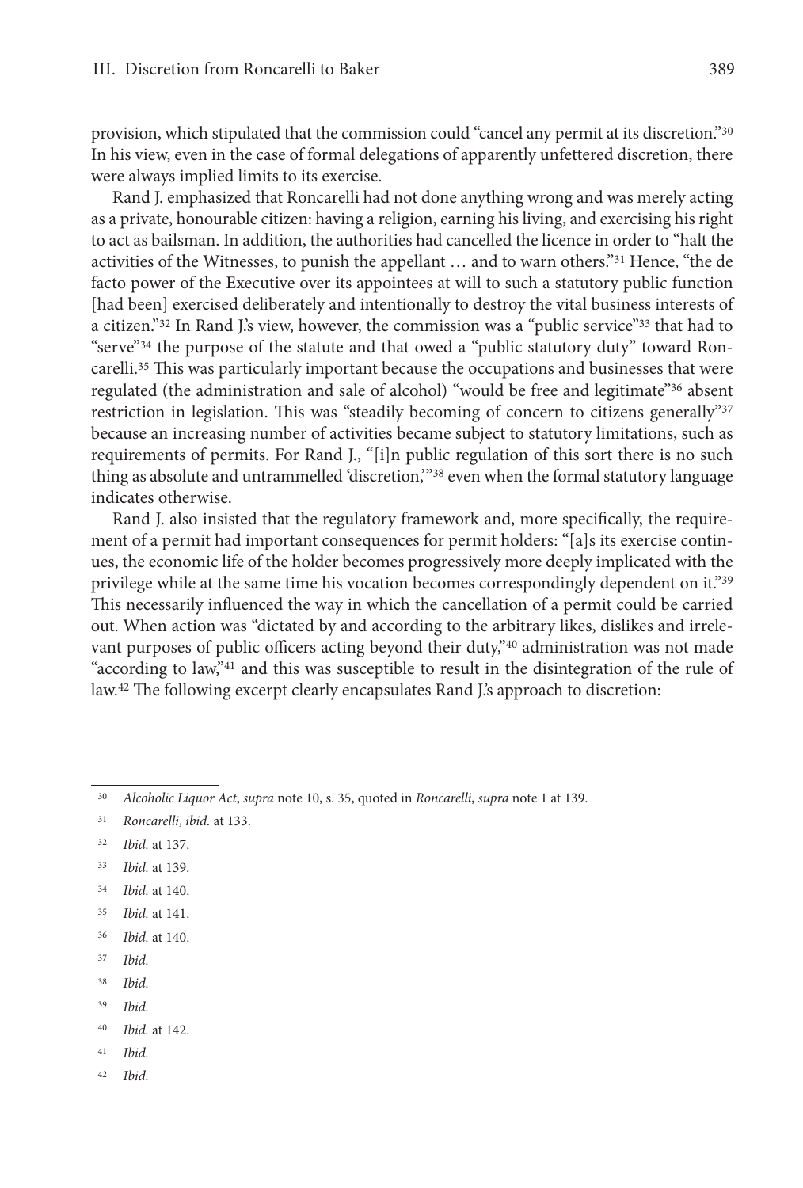provision, which stipulated that the commission could "cancel any permit at its discretion."[30] In his view, even in the case of formal delegations of apparently unfettered discretion, there were always implied limits to its exercise.

Rand J. emphasized that Roncarelli had not done anything wrong and was merely acting as a private, honourable citizen: having a religion, earning his living, and exercising his right to act as bailsman. In addition, the authorities had cancelled the licence in order to "halt the activities of the Witnesses, to punish the appellant … and to warn others."[31] Hence, "the de facto power of the Executive over its appointees at will to such a statutory public function [had been] exercised deliberately and intentionally to destroy the vital business interests of a citizen."[32] In Rand J.'s view, however, the commission was a "public service"[33] that had to "serve"[34] the purpose of the statute and that owed a "public statutory duty" toward Roncarelli.[35] This was particularly important because the occupations and businesses that were regulated (the administration and sale of alcohol) "would be free and legitimate"[36] absent restriction in legislation. This was "steadily becoming of concern to citizens generally"[37] because an increasing number of activities became subject to statutory limitations, such as requirements of permits. For Rand J., "[i]n public regulation of this sort there is no such thing as absolute and untrammelled 'discretion,'"[38] even when the formal statutory language indicates otherwise.

Rand J. also insisted that the regulatory framework and, more specifically, the requirement of a permit had important consequences for permit holders: "[a]s its exercise continues, the economic life of the holder becomes progressively more deeply implicated with the privilege while at the same time his vocation becomes correspondingly dependent on it."[39] This necessarily influenced the way in which the cancellation of a permit could be carried out. When action was "dictated by and according to the arbitrary likes, dislikes and irrelevant purposes of public officers acting beyond their duty,"[40] administration was not made "according to law,"[41] and this was susceptible to result in the disintegration of the rule of law.[42] The following excerpt clearly encapsulates Rand J.'s approach to discretion:

---

[30] *Alcoholic Liquor Act*, *supra* note 10, s. 35, quoted in *Roncarelli*, *supra* note 1 at 139.

[31] *Roncarelli*, *ibid.* at 133.

[32] *Ibid.* at 137.

[33] *Ibid.* at 139.

[34] *Ibid.* at 140.

[35] *Ibid.* at 141.

[36] *Ibid.* at 140.

[37] *Ibid.*

[38] *Ibid.*

[39] *Ibid.*

[40] *Ibid.* at 142.

[41] *Ibid.*

[42] *Ibid.*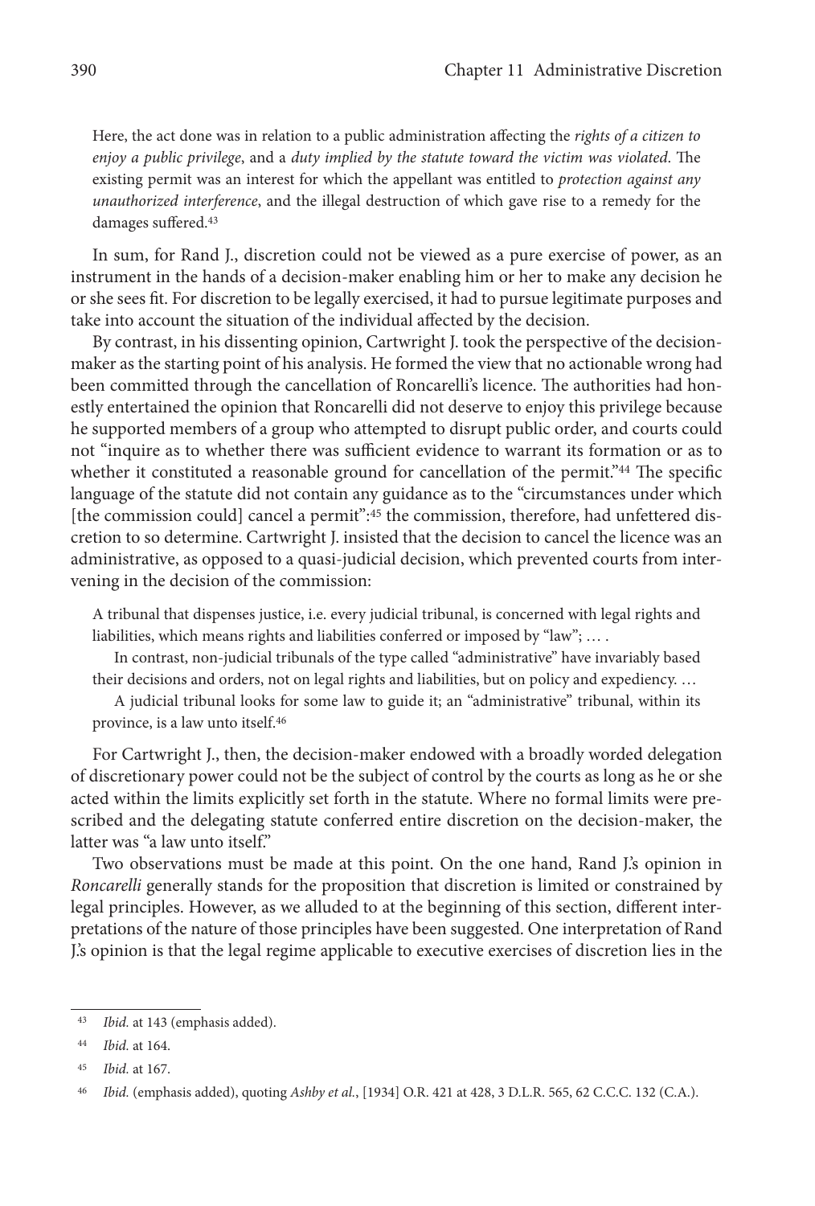> Here, the act done was in relation to a public administration affecting the *rights of a citizen to enjoy a public privilege*, and a *duty implied by the statute toward the victim was violated*. The existing permit was an interest for which the appellant was entitled to *protection against any unauthorized interference*, and the illegal destruction of which gave rise to a remedy for the damages suffered.[43]

In sum, for Rand J., discretion could not be viewed as a pure exercise of power, as an instrument in the hands of a decision-maker enabling him or her to make any decision he or she sees fit. For discretion to be legally exercised, it had to pursue legitimate purposes and take into account the situation of the individual affected by the decision.

By contrast, in his dissenting opinion, Cartwright J. took the perspective of the decision-maker as the starting point of his analysis. He formed the view that no actionable wrong had been committed through the cancellation of Roncarelli's licence. The authorities had honestly entertained the opinion that Roncarelli did not deserve to enjoy this privilege because he supported members of a group who attempted to disrupt public order, and courts could not "inquire as to whether there was sufficient evidence to warrant its formation or as to whether it constituted a reasonable ground for cancellation of the permit."[44] The specific language of the statute did not contain any guidance as to the "circumstances under which [the commission could] cancel a permit":[45] the commission, therefore, had unfettered discretion to so determine. Cartwright J. insisted that the decision to cancel the licence was an administrative, as opposed to a quasi-judicial decision, which prevented courts from intervening in the decision of the commission:

> A tribunal that dispenses justice, i.e. every judicial tribunal, is concerned with legal rights and liabilities, which means rights and liabilities conferred or imposed by "law"; … .
>
> In contrast, non-judicial tribunals of the type called "administrative" have invariably based their decisions and orders, not on legal rights and liabilities, but on policy and expediency. …
>
> A judicial tribunal looks for some law to guide it; an "administrative" tribunal, within its province, is a law unto itself.[46]

For Cartwright J., then, the decision-maker endowed with a broadly worded delegation of discretionary power could not be the subject of control by the courts as long as he or she acted within the limits explicitly set forth in the statute. Where no formal limits were prescribed and the delegating statute conferred entire discretion on the decision-maker, the latter was "a law unto itself."

Two observations must be made at this point. On the one hand, Rand J.'s opinion in *Roncarelli* generally stands for the proposition that discretion is limited or constrained by legal principles. However, as we alluded to at the beginning of this section, different interpretations of the nature of those principles have been suggested. One interpretation of Rand J.'s opinion is that the legal regime applicable to executive exercises of discretion lies in the

---

[43] *Ibid.* at 143 (emphasis added).

[44] *Ibid.* at 164.

[45] *Ibid.* at 167.

[46] *Ibid.* (emphasis added), quoting *Ashby et al.*, [1934] O.R. 421 at 428, 3 D.L.R. 565, 62 C.C.C. 132 (C.A.).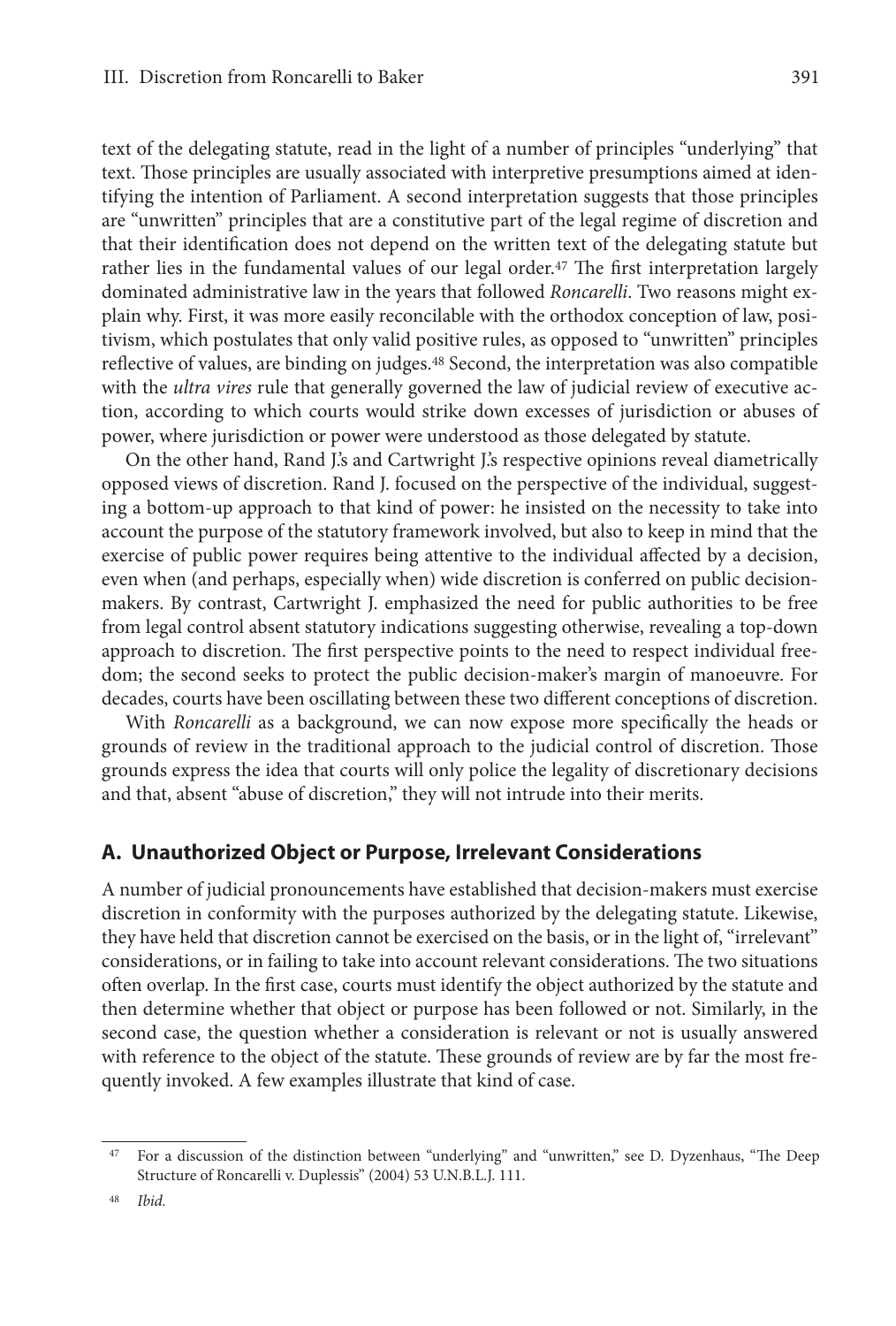text of the delegating statute, read in the light of a number of principles "underlying" that text. Those principles are usually associated with interpretive presumptions aimed at identifying the intention of Parliament. A second interpretation suggests that those principles are "unwritten" principles that are a constitutive part of the legal regime of discretion and that their identification does not depend on the written text of the delegating statute but rather lies in the fundamental values of our legal order.[47] The first interpretation largely dominated administrative law in the years that followed *Roncarelli*. Two reasons might explain why. First, it was more easily reconcilable with the orthodox conception of law, positivism, which postulates that only valid positive rules, as opposed to "unwritten" principles reflective of values, are binding on judges.[48] Second, the interpretation was also compatible with the *ultra vires* rule that generally governed the law of judicial review of executive action, according to which courts would strike down excesses of jurisdiction or abuses of power, where jurisdiction or power were understood as those delegated by statute.

On the other hand, Rand J.'s and Cartwright J.'s respective opinions reveal diametrically opposed views of discretion. Rand J. focused on the perspective of the individual, suggesting a bottom-up approach to that kind of power: he insisted on the necessity to take into account the purpose of the statutory framework involved, but also to keep in mind that the exercise of public power requires being attentive to the individual affected by a decision, even when (and perhaps, especially when) wide discretion is conferred on public decision-makers. By contrast, Cartwright J. emphasized the need for public authorities to be free from legal control absent statutory indications suggesting otherwise, revealing a top-down approach to discretion. The first perspective points to the need to respect individual freedom; the second seeks to protect the public decision-maker's margin of manoeuvre. For decades, courts have been oscillating between these two different conceptions of discretion.

With *Roncarelli* as a background, we can now expose more specifically the heads or grounds of review in the traditional approach to the judicial control of discretion. Those grounds express the idea that courts will only police the legality of discretionary decisions and that, absent "abuse of discretion," they will not intrude into their merits.

## A. Unauthorized Object or Purpose, Irrelevant Considerations

A number of judicial pronouncements have established that decision-makers must exercise discretion in conformity with the purposes authorized by the delegating statute. Likewise, they have held that discretion cannot be exercised on the basis, or in the light of, "irrelevant" considerations, or in failing to take into account relevant considerations. The two situations often overlap. In the first case, courts must identify the object authorized by the statute and then determine whether that object or purpose has been followed or not. Similarly, in the second case, the question whether a consideration is relevant or not is usually answered with reference to the object of the statute. These grounds of review are by far the most frequently invoked. A few examples illustrate that kind of case.

---

[47] For a discussion of the distinction between "underlying" and "unwritten," see D. Dyzenhaus, "The Deep Structure of Roncarelli v. Duplessis" (2004) 53 U.N.B.L.J. 111.

[48] *Ibid.*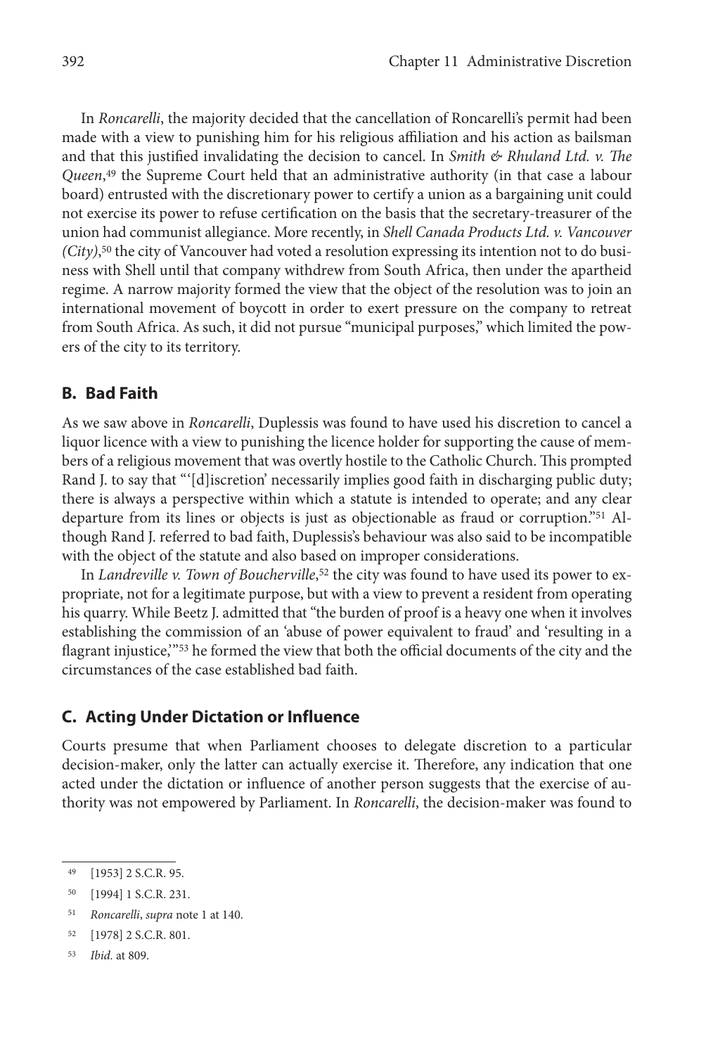In *Roncarelli*, the majority decided that the cancellation of Roncarelli's permit had been made with a view to punishing him for his religious affiliation and his action as bailsman and that this justified invalidating the decision to cancel. In *Smith & Rhuland Ltd. v. The Queen*,[49] the Supreme Court held that an administrative authority (in that case a labour board) entrusted with the discretionary power to certify a union as a bargaining unit could not exercise its power to refuse certification on the basis that the secretary-treasurer of the union had communist allegiance. More recently, in *Shell Canada Products Ltd. v. Vancouver (City)*,[50] the city of Vancouver had voted a resolution expressing its intention not to do business with Shell until that company withdrew from South Africa, then under the apartheid regime. A narrow majority formed the view that the object of the resolution was to join an international movement of boycott in order to exert pressure on the company to retreat from South Africa. As such, it did not pursue "municipal purposes," which limited the powers of the city to its territory.

### B. Bad Faith

As we saw above in *Roncarelli*, Duplessis was found to have used his discretion to cancel a liquor licence with a view to punishing the licence holder for supporting the cause of members of a religious movement that was overtly hostile to the Catholic Church. This prompted Rand J. to say that "'[d]iscretion' necessarily implies good faith in discharging public duty; there is always a perspective within which a statute is intended to operate; and any clear departure from its lines or objects is just as objectionable as fraud or corruption."[51] Although Rand J. referred to bad faith, Duplessis's behaviour was also said to be incompatible with the object of the statute and also based on improper considerations.

In *Landreville v. Town of Boucherville*,[52] the city was found to have used its power to expropriate, not for a legitimate purpose, but with a view to prevent a resident from operating his quarry. While Beetz J. admitted that "the burden of proof is a heavy one when it involves establishing the commission of an 'abuse of power equivalent to fraud' and 'resulting in a flagrant injustice,'"[53] he formed the view that both the official documents of the city and the circumstances of the case established bad faith.

### C. Acting Under Dictation or Influence

Courts presume that when Parliament chooses to delegate discretion to a particular decision-maker, only the latter can actually exercise it. Therefore, any indication that one acted under the dictation or influence of another person suggests that the exercise of authority was not empowered by Parliament. In *Roncarelli*, the decision-maker was found to

---

[49] [1953] 2 S.C.R. 95.

[50] [1994] 1 S.C.R. 231.

[51] *Roncarelli*, *supra* note 1 at 140.

[52] [1978] 2 S.C.R. 801.

[53] *Ibid.* at 809.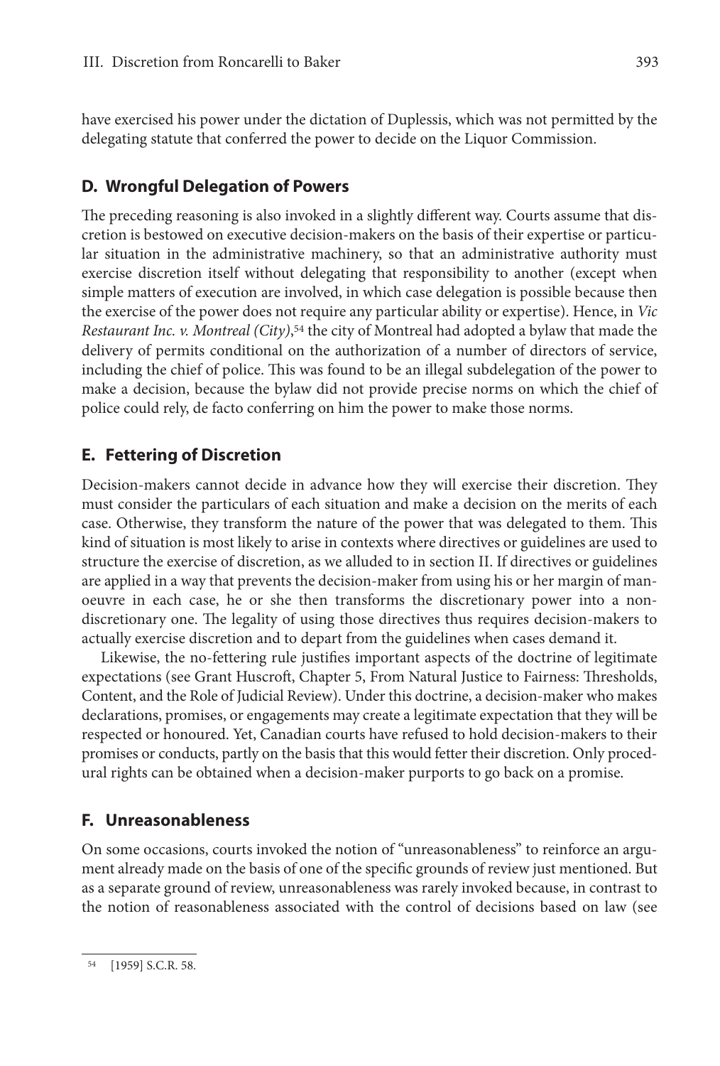have exercised his power under the dictation of Duplessis, which was not permitted by the delegating statute that conferred the power to decide on the Liquor Commission.

## D. Wrongful Delegation of Powers

The preceding reasoning is also invoked in a slightly different way. Courts assume that discretion is bestowed on executive decision-makers on the basis of their expertise or particular situation in the administrative machinery, so that an administrative authority must exercise discretion itself without delegating that responsibility to another (except when simple matters of execution are involved, in which case delegation is possible because then the exercise of the power does not require any particular ability or expertise). Hence, in *Vic Restaurant Inc. v. Montreal (City)*,[54] the city of Montreal had adopted a bylaw that made the delivery of permits conditional on the authorization of a number of directors of service, including the chief of police. This was found to be an illegal subdelegation of the power to make a decision, because the bylaw did not provide precise norms on which the chief of police could rely, de facto conferring on him the power to make those norms.

## E. Fettering of Discretion

Decision-makers cannot decide in advance how they will exercise their discretion. They must consider the particulars of each situation and make a decision on the merits of each case. Otherwise, they transform the nature of the power that was delegated to them. This kind of situation is most likely to arise in contexts where directives or guidelines are used to structure the exercise of discretion, as we alluded to in section II. If directives or guidelines are applied in a way that prevents the decision-maker from using his or her margin of manoeuvre in each case, he or she then transforms the discretionary power into a non-discretionary one. The legality of using those directives thus requires decision-makers to actually exercise discretion and to depart from the guidelines when cases demand it.

Likewise, the no-fettering rule justifies important aspects of the doctrine of legitimate expectations (see Grant Huscroft, Chapter 5, From Natural Justice to Fairness: Thresholds, Content, and the Role of Judicial Review). Under this doctrine, a decision-maker who makes declarations, promises, or engagements may create a legitimate expectation that they will be respected or honoured. Yet, Canadian courts have refused to hold decision-makers to their promises or conducts, partly on the basis that this would fetter their discretion. Only procedural rights can be obtained when a decision-maker purports to go back on a promise.

## F. Unreasonableness

On some occasions, courts invoked the notion of "unreasonableness" to reinforce an argument already made on the basis of one of the specific grounds of review just mentioned. But as a separate ground of review, unreasonableness was rarely invoked because, in contrast to the notion of reasonableness associated with the control of decisions based on law (see

---

[54] [1959] S.C.R. 58.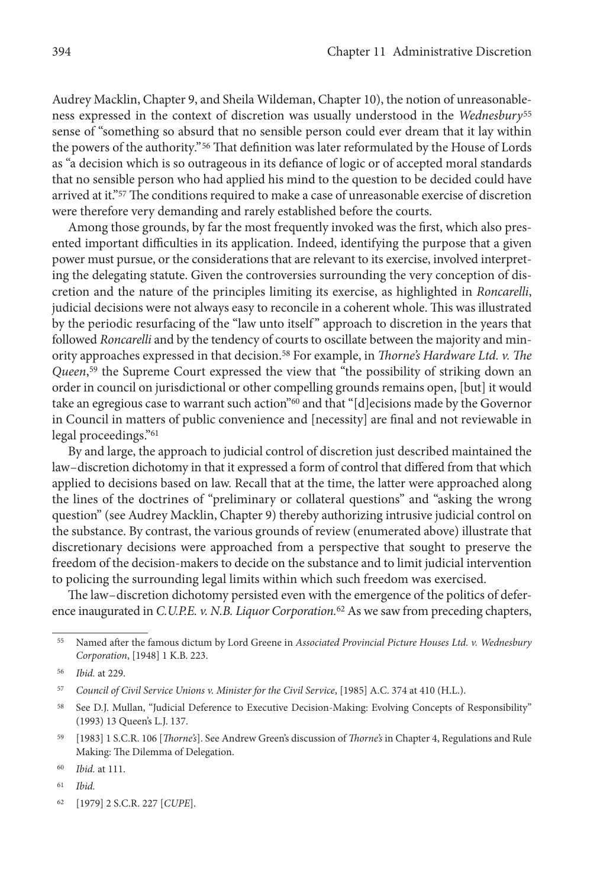Audrey Macklin, Chapter 9, and Sheila Wildeman, Chapter 10), the notion of unreasonableness expressed in the context of discretion was usually understood in the *Wednesbury*[55] sense of "something so absurd that no sensible person could ever dream that it lay within the powers of the authority."[56] That definition was later reformulated by the House of Lords as "a decision which is so outrageous in its defiance of logic or of accepted moral standards that no sensible person who had applied his mind to the question to be decided could have arrived at it."[57] The conditions required to make a case of unreasonable exercise of discretion were therefore very demanding and rarely established before the courts.

Among those grounds, by far the most frequently invoked was the first, which also presented important difficulties in its application. Indeed, identifying the purpose that a given power must pursue, or the considerations that are relevant to its exercise, involved interpreting the delegating statute. Given the controversies surrounding the very conception of discretion and the nature of the principles limiting its exercise, as highlighted in *Roncarelli*, judicial decisions were not always easy to reconcile in a coherent whole. This was illustrated by the periodic resurfacing of the "law unto itself" approach to discretion in the years that followed *Roncarelli* and by the tendency of courts to oscillate between the majority and minority approaches expressed in that decision.[58] For example, in *Thorne's Hardware Ltd. v. The Queen*,[59] the Supreme Court expressed the view that "the possibility of striking down an order in council on jurisdictional or other compelling grounds remains open, [but] it would take an egregious case to warrant such action"[60] and that "[d]ecisions made by the Governor in Council in matters of public convenience and [necessity] are final and not reviewable in legal proceedings."[61]

By and large, the approach to judicial control of discretion just described maintained the law–discretion dichotomy in that it expressed a form of control that differed from that which applied to decisions based on law. Recall that at the time, the latter were approached along the lines of the doctrines of "preliminary or collateral questions" and "asking the wrong question" (see Audrey Macklin, Chapter 9) thereby authorizing intrusive judicial control on the substance. By contrast, the various grounds of review (enumerated above) illustrate that discretionary decisions were approached from a perspective that sought to preserve the freedom of the decision-makers to decide on the substance and to limit judicial intervention to policing the surrounding legal limits within which such freedom was exercised.

The law–discretion dichotomy persisted even with the emergence of the politics of deference inaugurated in *C.U.P.E. v. N.B. Liquor Corporation.*[62] As we saw from preceding chapters,

---

[55] Named after the famous dictum by Lord Greene in *Associated Provincial Picture Houses Ltd. v. Wednesbury Corporation*, [1948] 1 K.B. 223.

[56] *Ibid.* at 229.

[57] *Council of Civil Service Unions v. Minister for the Civil Service*, [1985] A.C. 374 at 410 (H.L.).

[58] See D.J. Mullan, "Judicial Deference to Executive Decision-Making: Evolving Concepts of Responsibility" (1993) 13 Queen's L.J. 137.

[59] [1983] 1 S.C.R. 106 [*Thorne's*]. See Andrew Green's discussion of *Thorne's* in Chapter 4, Regulations and Rule Making: The Dilemma of Delegation.

[60] *Ibid.* at 111.

[61] *Ibid.*

[62] [1979] 2 S.C.R. 227 [*CUPE*].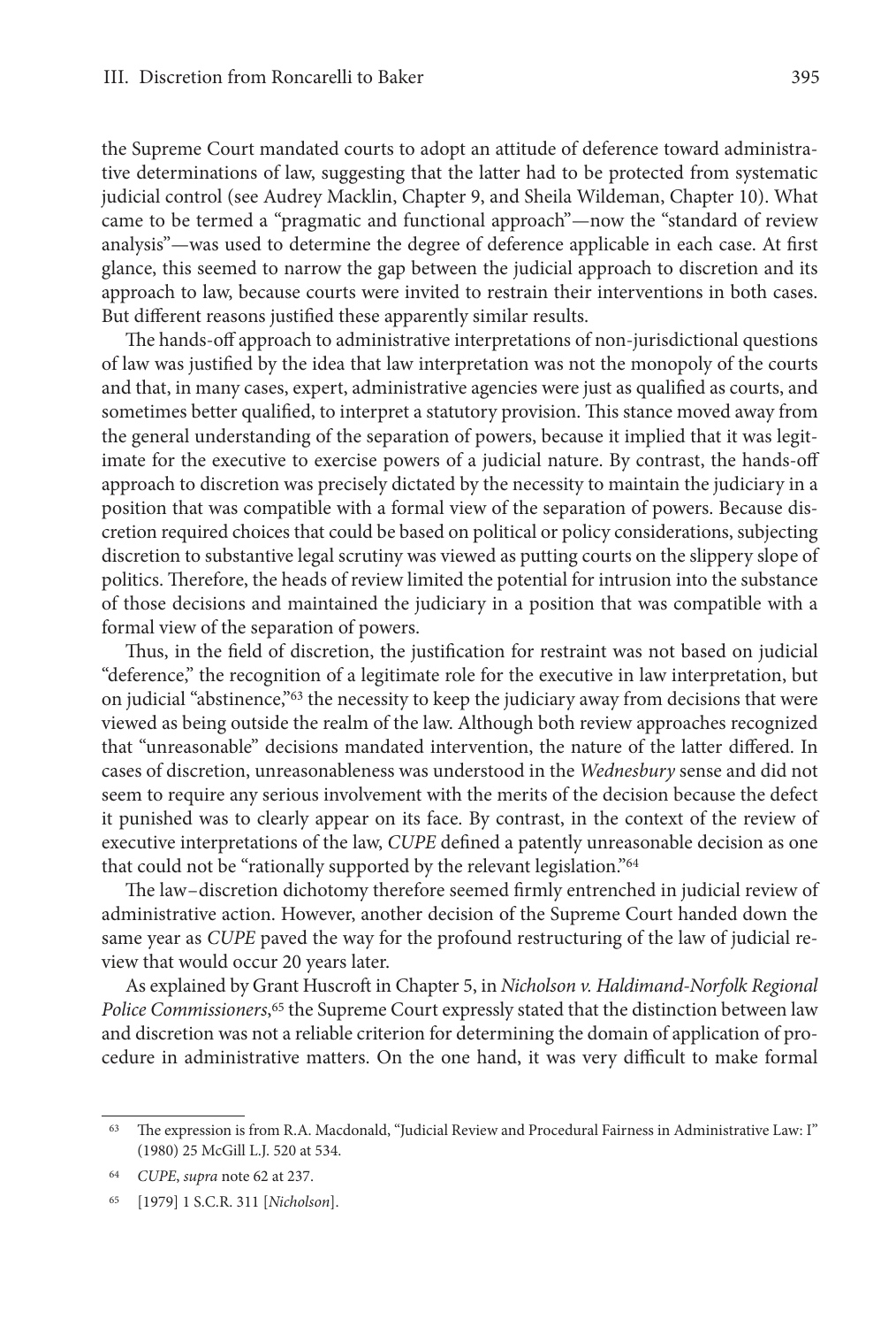the Supreme Court mandated courts to adopt an attitude of deference toward administrative determinations of law, suggesting that the latter had to be protected from systematic judicial control (see Audrey Macklin, Chapter 9, and Sheila Wildeman, Chapter 10). What came to be termed a "pragmatic and functional approach"—now the "standard of review analysis"—was used to determine the degree of deference applicable in each case. At first glance, this seemed to narrow the gap between the judicial approach to discretion and its approach to law, because courts were invited to restrain their interventions in both cases. But different reasons justified these apparently similar results.

The hands-off approach to administrative interpretations of non-jurisdictional questions of law was justified by the idea that law interpretation was not the monopoly of the courts and that, in many cases, expert, administrative agencies were just as qualified as courts, and sometimes better qualified, to interpret a statutory provision. This stance moved away from the general understanding of the separation of powers, because it implied that it was legitimate for the executive to exercise powers of a judicial nature. By contrast, the hands-off approach to discretion was precisely dictated by the necessity to maintain the judiciary in a position that was compatible with a formal view of the separation of powers. Because discretion required choices that could be based on political or policy considerations, subjecting discretion to substantive legal scrutiny was viewed as putting courts on the slippery slope of politics. Therefore, the heads of review limited the potential for intrusion into the substance of those decisions and maintained the judiciary in a position that was compatible with a formal view of the separation of powers.

Thus, in the field of discretion, the justification for restraint was not based on judicial "deference," the recognition of a legitimate role for the executive in law interpretation, but on judicial "abstinence,"[63] the necessity to keep the judiciary away from decisions that were viewed as being outside the realm of the law. Although both review approaches recognized that "unreasonable" decisions mandated intervention, the nature of the latter differed. In cases of discretion, unreasonableness was understood in the *Wednesbury* sense and did not seem to require any serious involvement with the merits of the decision because the defect it punished was to clearly appear on its face. By contrast, in the context of the review of executive interpretations of the law, *CUPE* defined a patently unreasonable decision as one that could not be "rationally supported by the relevant legislation."[64]

The law–discretion dichotomy therefore seemed firmly entrenched in judicial review of administrative action. However, another decision of the Supreme Court handed down the same year as *CUPE* paved the way for the profound restructuring of the law of judicial review that would occur 20 years later.

As explained by Grant Huscroft in Chapter 5, in *Nicholson v. Haldimand-Norfolk Regional Police Commissioners*,[65] the Supreme Court expressly stated that the distinction between law and discretion was not a reliable criterion for determining the domain of application of procedure in administrative matters. On the one hand, it was very difficult to make formal

---

[63] The expression is from R.A. Macdonald, "Judicial Review and Procedural Fairness in Administrative Law: I" (1980) 25 McGill L.J. 520 at 534.

[64] *CUPE*, *supra* note 62 at 237.

[65] [1979] 1 S.C.R. 311 [*Nicholson*].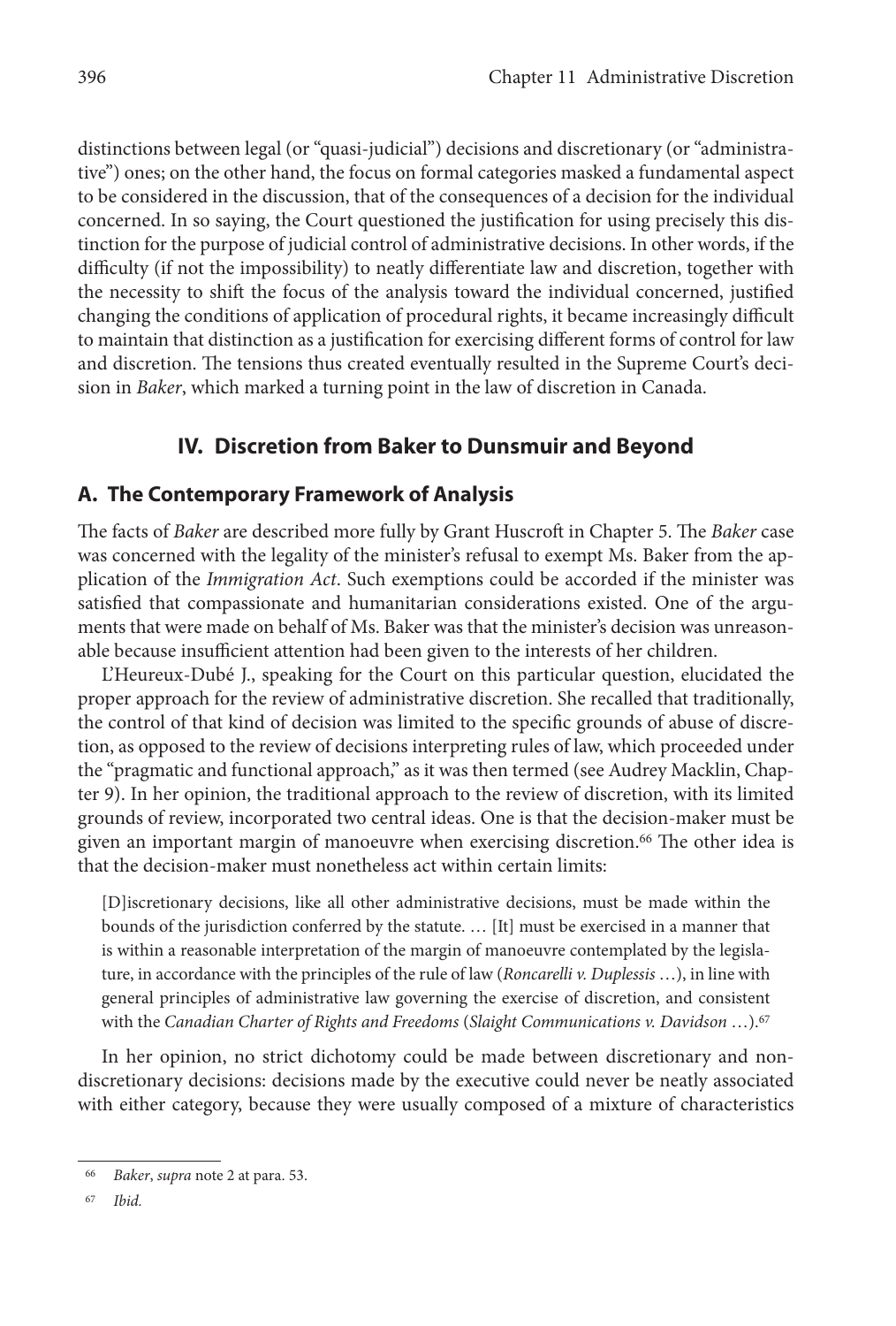distinctions between legal (or "quasi-judicial") decisions and discretionary (or "administrative") ones; on the other hand, the focus on formal categories masked a fundamental aspect to be considered in the discussion, that of the consequences of a decision for the individual concerned. In so saying, the Court questioned the justification for using precisely this distinction for the purpose of judicial control of administrative decisions. In other words, if the difficulty (if not the impossibility) to neatly differentiate law and discretion, together with the necessity to shift the focus of the analysis toward the individual concerned, justified changing the conditions of application of procedural rights, it became increasingly difficult to maintain that distinction as a justification for exercising different forms of control for law and discretion. The tensions thus created eventually resulted in the Supreme Court's decision in *Baker*, which marked a turning point in the law of discretion in Canada.

## IV. Discretion from Baker to Dunsmuir and Beyond

### A. The Contemporary Framework of Analysis

The facts of *Baker* are described more fully by Grant Huscroft in Chapter 5. The *Baker* case was concerned with the legality of the minister's refusal to exempt Ms. Baker from the application of the *Immigration Act*. Such exemptions could be accorded if the minister was satisfied that compassionate and humanitarian considerations existed. One of the arguments that were made on behalf of Ms. Baker was that the minister's decision was unreasonable because insufficient attention had been given to the interests of her children.

L'Heureux-Dubé J., speaking for the Court on this particular question, elucidated the proper approach for the review of administrative discretion. She recalled that traditionally, the control of that kind of decision was limited to the specific grounds of abuse of discretion, as opposed to the review of decisions interpreting rules of law, which proceeded under the "pragmatic and functional approach," as it was then termed (see Audrey Macklin, Chapter 9). In her opinion, the traditional approach to the review of discretion, with its limited grounds of review, incorporated two central ideas. One is that the decision-maker must be given an important margin of manoeuvre when exercising discretion.[66] The other idea is that the decision-maker must nonetheless act within certain limits:

> [D]iscretionary decisions, like all other administrative decisions, must be made within the bounds of the jurisdiction conferred by the statute. … [It] must be exercised in a manner that is within a reasonable interpretation of the margin of manoeuvre contemplated by the legislature, in accordance with the principles of the rule of law (*Roncarelli v. Duplessis* …), in line with general principles of administrative law governing the exercise of discretion, and consistent with the *Canadian Charter of Rights and Freedoms* (*Slaight Communications v. Davidson* …).[67]

In her opinion, no strict dichotomy could be made between discretionary and non-discretionary decisions: decisions made by the executive could never be neatly associated with either category, because they were usually composed of a mixture of characteristics

---

[66] *Baker*, *supra* note 2 at para. 53.

[67] *Ibid.*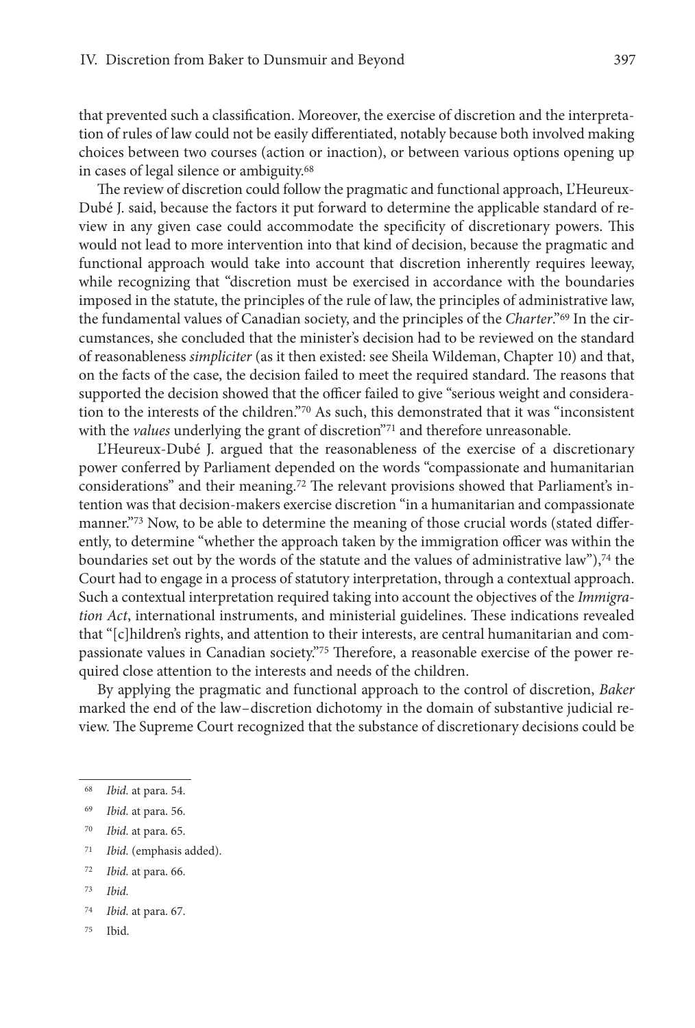that prevented such a classification. Moreover, the exercise of discretion and the interpretation of rules of law could not be easily differentiated, notably because both involved making choices between two courses (action or inaction), or between various options opening up in cases of legal silence or ambiguity.[68]

The review of discretion could follow the pragmatic and functional approach, L'Heureux-Dubé J. said, because the factors it put forward to determine the applicable standard of review in any given case could accommodate the specificity of discretionary powers. This would not lead to more intervention into that kind of decision, because the pragmatic and functional approach would take into account that discretion inherently requires leeway, while recognizing that "discretion must be exercised in accordance with the boundaries imposed in the statute, the principles of the rule of law, the principles of administrative law, the fundamental values of Canadian society, and the principles of the *Charter*."[69] In the circumstances, she concluded that the minister's decision had to be reviewed on the standard of reasonableness *simpliciter* (as it then existed: see Sheila Wildeman, Chapter 10) and that, on the facts of the case, the decision failed to meet the required standard. The reasons that supported the decision showed that the officer failed to give "serious weight and consideration to the interests of the children."[70] As such, this demonstrated that it was "inconsistent with the *values* underlying the grant of discretion"[71] and therefore unreasonable.

L'Heureux-Dubé J. argued that the reasonableness of the exercise of a discretionary power conferred by Parliament depended on the words "compassionate and humanitarian considerations" and their meaning.[72] The relevant provisions showed that Parliament's intention was that decision-makers exercise discretion "in a humanitarian and compassionate manner."[73] Now, to be able to determine the meaning of those crucial words (stated differently, to determine "whether the approach taken by the immigration officer was within the boundaries set out by the words of the statute and the values of administrative law"),[74] the Court had to engage in a process of statutory interpretation, through a contextual approach. Such a contextual interpretation required taking into account the objectives of the *Immigration Act*, international instruments, and ministerial guidelines. These indications revealed that "[c]hildren's rights, and attention to their interests, are central humanitarian and compassionate values in Canadian society."[75] Therefore, a reasonable exercise of the power required close attention to the interests and needs of the children.

By applying the pragmatic and functional approach to the control of discretion, *Baker* marked the end of the law–discretion dichotomy in the domain of substantive judicial review. The Supreme Court recognized that the substance of discretionary decisions could be

---

68 *Ibid.* at para. 54.

69 *Ibid.* at para. 56.

70 *Ibid.* at para. 65.

71 *Ibid.* (emphasis added).

72 *Ibid.* at para. 66.

73 *Ibid.*

74 *Ibid.* at para. 67.

75 Ibid.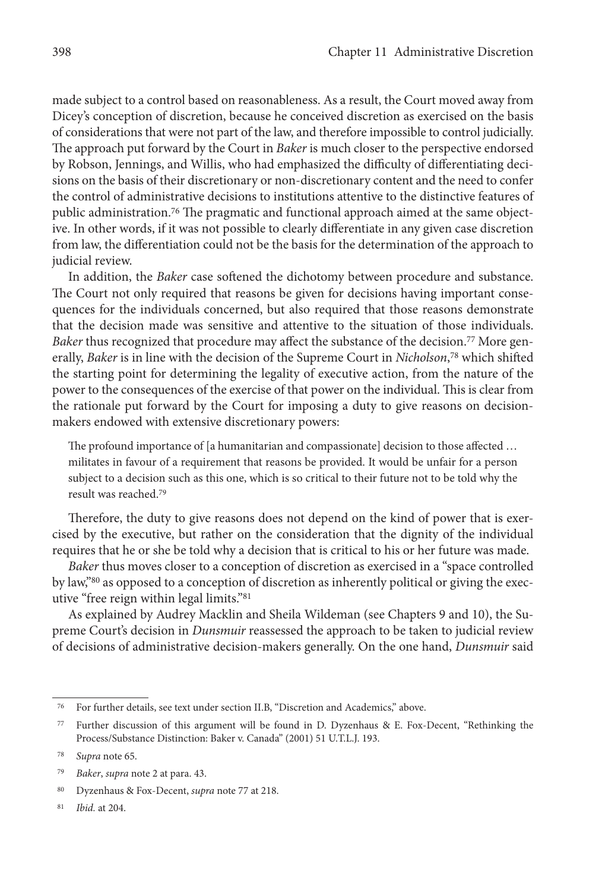made subject to a control based on reasonableness. As a result, the Court moved away from Dicey's conception of discretion, because he conceived discretion as exercised on the basis of considerations that were not part of the law, and therefore impossible to control judicially. The approach put forward by the Court in *Baker* is much closer to the perspective endorsed by Robson, Jennings, and Willis, who had emphasized the difficulty of differentiating decisions on the basis of their discretionary or non-discretionary content and the need to confer the control of administrative decisions to institutions attentive to the distinctive features of public administration.[76] The pragmatic and functional approach aimed at the same objective. In other words, if it was not possible to clearly differentiate in any given case discretion from law, the differentiation could not be the basis for the determination of the approach to judicial review.

In addition, the *Baker* case softened the dichotomy between procedure and substance. The Court not only required that reasons be given for decisions having important consequences for the individuals concerned, but also required that those reasons demonstrate that the decision made was sensitive and attentive to the situation of those individuals. *Baker* thus recognized that procedure may affect the substance of the decision.[77] More generally, *Baker* is in line with the decision of the Supreme Court in *Nicholson*,[78] which shifted the starting point for determining the legality of executive action, from the nature of the power to the consequences of the exercise of that power on the individual. This is clear from the rationale put forward by the Court for imposing a duty to give reasons on decision-makers endowed with extensive discretionary powers:

> The profound importance of [a humanitarian and compassionate] decision to those affected … militates in favour of a requirement that reasons be provided. It would be unfair for a person subject to a decision such as this one, which is so critical to their future not to be told why the result was reached.[79]

Therefore, the duty to give reasons does not depend on the kind of power that is exercised by the executive, but rather on the consideration that the dignity of the individual requires that he or she be told why a decision that is critical to his or her future was made.

*Baker* thus moves closer to a conception of discretion as exercised in a "space controlled by law,"[80] as opposed to a conception of discretion as inherently political or giving the executive "free reign within legal limits."[81]

As explained by Audrey Macklin and Sheila Wildeman (see Chapters 9 and 10), the Supreme Court's decision in *Dunsmuir* reassessed the approach to be taken to judicial review of decisions of administrative decision-makers generally. On the one hand, *Dunsmuir* said

---

[76] For further details, see text under section II.B, "Discretion and Academics," above.

[77] Further discussion of this argument will be found in D. Dyzenhaus & E. Fox-Decent, "Rethinking the Process/Substance Distinction: Baker v. Canada" (2001) 51 U.T.L.J. 193.

[78] *Supra* note 65.

[79] *Baker*, *supra* note 2 at para. 43.

[80] Dyzenhaus & Fox-Decent, *supra* note 77 at 218.

[81] *Ibid.* at 204.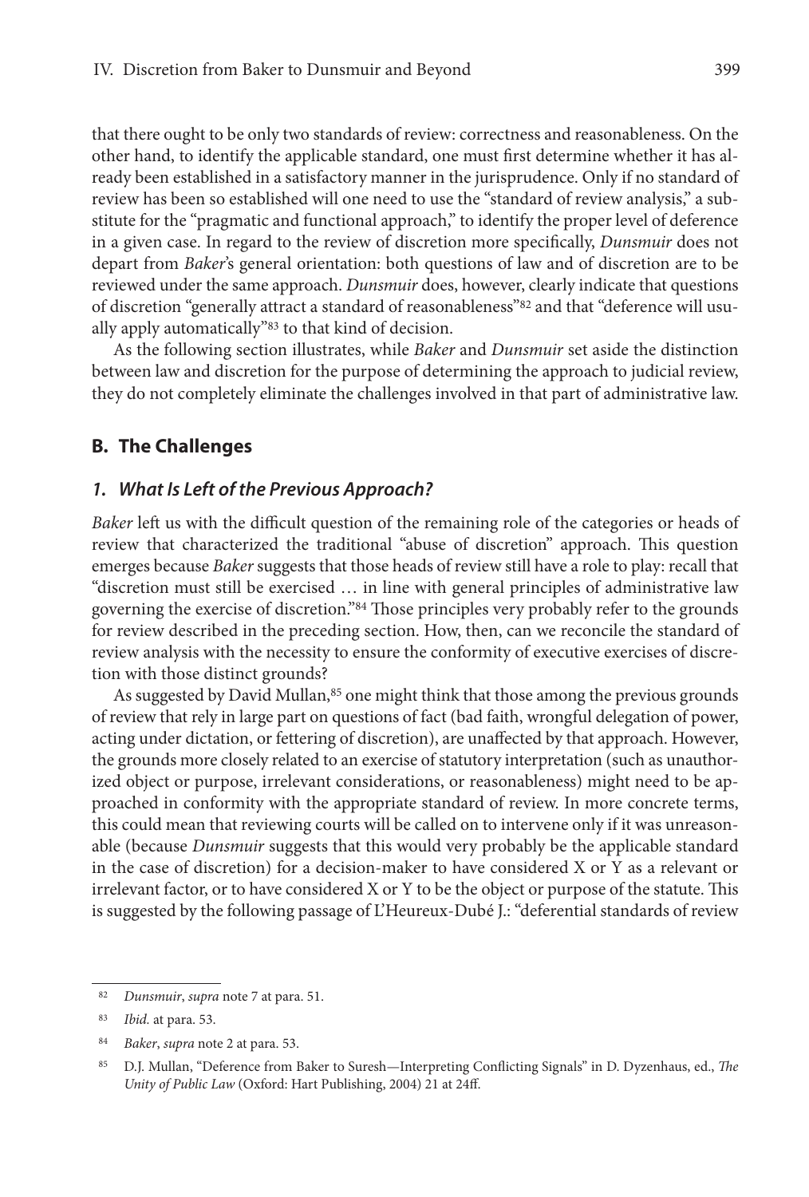that there ought to be only two standards of review: correctness and reasonableness. On the other hand, to identify the applicable standard, one must first determine whether it has already been established in a satisfactory manner in the jurisprudence. Only if no standard of review has been so established will one need to use the "standard of review analysis," a substitute for the "pragmatic and functional approach," to identify the proper level of deference in a given case. In regard to the review of discretion more specifically, *Dunsmuir* does not depart from *Baker*'s general orientation: both questions of law and of discretion are to be reviewed under the same approach. *Dunsmuir* does, however, clearly indicate that questions of discretion "generally attract a standard of reasonableness"[82] and that "deference will usually apply automatically"[83] to that kind of decision.

As the following section illustrates, while *Baker* and *Dunsmuir* set aside the distinction between law and discretion for the purpose of determining the approach to judicial review, they do not completely eliminate the challenges involved in that part of administrative law.

## B. The Challenges

### *1. What Is Left of the Previous Approach?*

*Baker* left us with the difficult question of the remaining role of the categories or heads of review that characterized the traditional "abuse of discretion" approach. This question emerges because *Baker* suggests that those heads of review still have a role to play: recall that "discretion must still be exercised … in line with general principles of administrative law governing the exercise of discretion."[84] Those principles very probably refer to the grounds for review described in the preceding section. How, then, can we reconcile the standard of review analysis with the necessity to ensure the conformity of executive exercises of discretion with those distinct grounds?

As suggested by David Mullan,[85] one might think that those among the previous grounds of review that rely in large part on questions of fact (bad faith, wrongful delegation of power, acting under dictation, or fettering of discretion), are unaffected by that approach. However, the grounds more closely related to an exercise of statutory interpretation (such as unauthorized object or purpose, irrelevant considerations, or reasonableness) might need to be approached in conformity with the appropriate standard of review. In more concrete terms, this could mean that reviewing courts will be called on to intervene only if it was unreasonable (because *Dunsmuir* suggests that this would very probably be the applicable standard in the case of discretion) for a decision-maker to have considered X or Y as a relevant or irrelevant factor, or to have considered X or Y to be the object or purpose of the statute. This is suggested by the following passage of L'Heureux-Dubé J.: "deferential standards of review

---

[82] *Dunsmuir*, *supra* note 7 at para. 51.

[83] *Ibid.* at para. 53.

[84] *Baker*, *supra* note 2 at para. 53.

[85] D.J. Mullan, "Deference from Baker to Suresh—Interpreting Conflicting Signals" in D. Dyzenhaus, ed., *The Unity of Public Law* (Oxford: Hart Publishing, 2004) 21 at 24ff.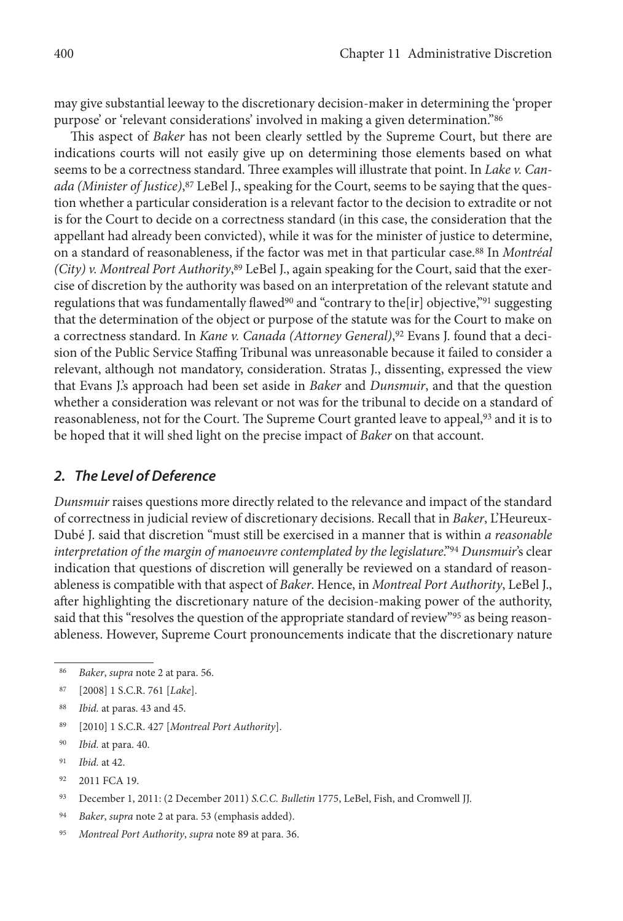may give substantial leeway to the discretionary decision-maker in determining the 'proper purpose' or 'relevant considerations' involved in making a given determination."[86]

This aspect of *Baker* has not been clearly settled by the Supreme Court, but there are indications courts will not easily give up on determining those elements based on what seems to be a correctness standard. Three examples will illustrate that point. In *Lake v. Canada (Minister of Justice)*,[87] LeBel J., speaking for the Court, seems to be saying that the question whether a particular consideration is a relevant factor to the decision to extradite or not is for the Court to decide on a correctness standard (in this case, the consideration that the appellant had already been convicted), while it was for the minister of justice to determine, on a standard of reasonableness, if the factor was met in that particular case.[88] In *Montréal (City) v. Montreal Port Authority*,[89] LeBel J., again speaking for the Court, said that the exercise of discretion by the authority was based on an interpretation of the relevant statute and regulations that was fundamentally flawed[90] and "contrary to the[ir] objective,"[91] suggesting that the determination of the object or purpose of the statute was for the Court to make on a correctness standard. In *Kane v. Canada (Attorney General)*,[92] Evans J. found that a decision of the Public Service Staffing Tribunal was unreasonable because it failed to consider a relevant, although not mandatory, consideration. Stratas J., dissenting, expressed the view that Evans J.'s approach had been set aside in *Baker* and *Dunsmuir*, and that the question whether a consideration was relevant or not was for the tribunal to decide on a standard of reasonableness, not for the Court. The Supreme Court granted leave to appeal,[93] and it is to be hoped that it will shed light on the precise impact of *Baker* on that account.

## 2. The Level of Deference

*Dunsmuir* raises questions more directly related to the relevance and impact of the standard of correctness in judicial review of discretionary decisions. Recall that in *Baker*, L'Heureux-Dubé J. said that discretion "must still be exercised in a manner that is within *a reasonable interpretation of the margin of manoeuvre contemplated by the legislature*."[94] *Dunsmuir*'s clear indication that questions of discretion will generally be reviewed on a standard of reasonableness is compatible with that aspect of *Baker*. Hence, in *Montreal Port Authority*, LeBel J., after highlighting the discretionary nature of the decision-making power of the authority, said that this "resolves the question of the appropriate standard of review"[95] as being reasonableness. However, Supreme Court pronouncements indicate that the discretionary nature

---

86 *Baker*, *supra* note 2 at para. 56.

87 [2008] 1 S.C.R. 761 [*Lake*].

88 *Ibid.* at paras. 43 and 45.

89 [2010] 1 S.C.R. 427 [*Montreal Port Authority*].

90 *Ibid.* at para. 40.

91 *Ibid.* at 42.

92 2011 FCA 19.

93 December 1, 2011: (2 December 2011) *S.C.C. Bulletin* 1775, LeBel, Fish, and Cromwell JJ.

94 *Baker*, *supra* note 2 at para. 53 (emphasis added).

95 *Montreal Port Authority*, *supra* note 89 at para. 36.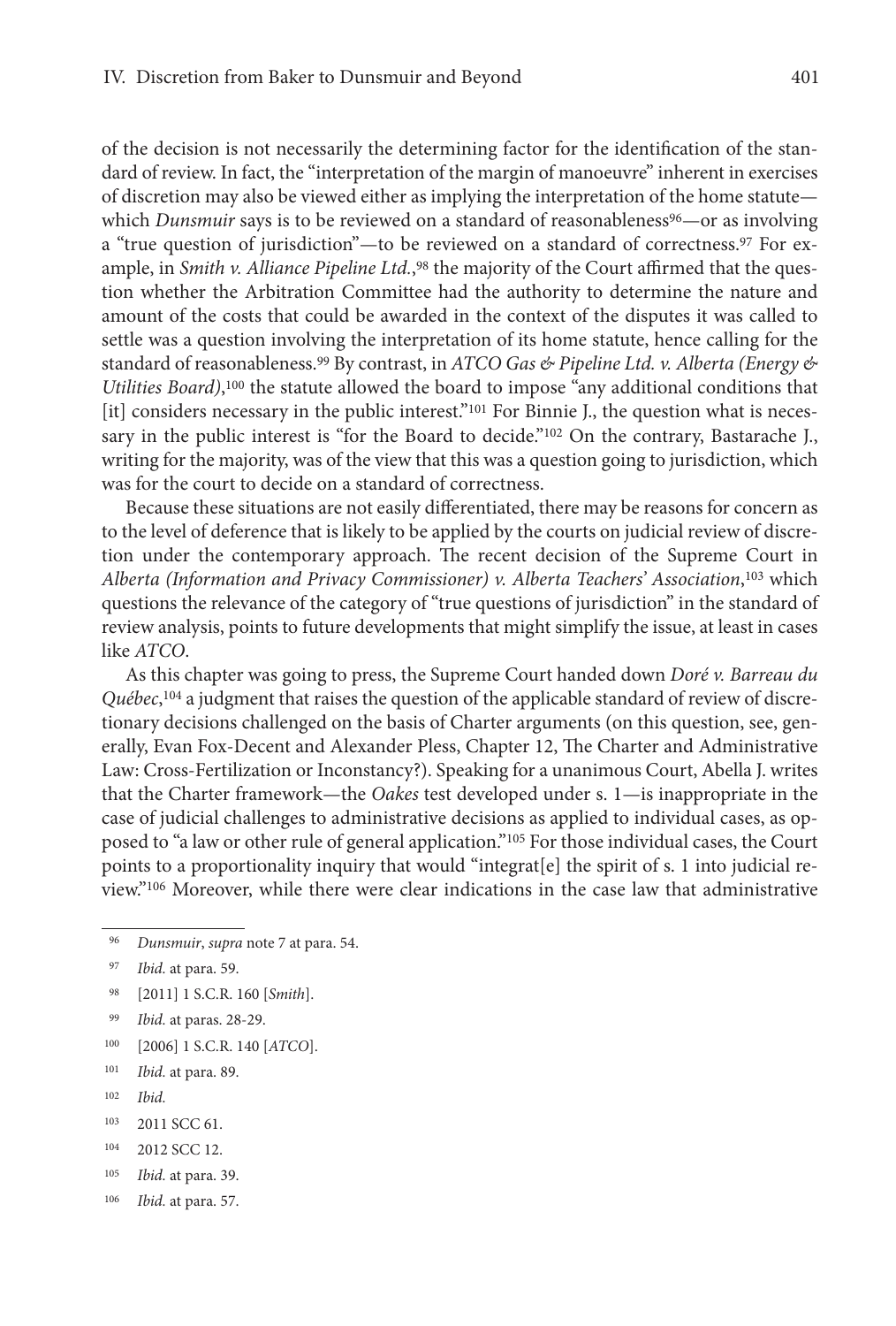of the decision is not necessarily the determining factor for the identification of the standard of review. In fact, the "interpretation of the margin of manoeuvre" inherent in exercises of discretion may also be viewed either as implying the interpretation of the home statute—which *Dunsmuir* says is to be reviewed on a standard of reasonableness[96]—or as involving a "true question of jurisdiction"—to be reviewed on a standard of correctness.[97] For example, in *Smith v. Alliance Pipeline Ltd.*,[98] the majority of the Court affirmed that the question whether the Arbitration Committee had the authority to determine the nature and amount of the costs that could be awarded in the context of the disputes it was called to settle was a question involving the interpretation of its home statute, hence calling for the standard of reasonableness.[99] By contrast, in *ATCO Gas & Pipeline Ltd. v. Alberta (Energy & Utilities Board)*,[100] the statute allowed the board to impose "any additional conditions that [it] considers necessary in the public interest."[101] For Binnie J., the question what is necessary in the public interest is "for the Board to decide."[102] On the contrary, Bastarache J., writing for the majority, was of the view that this was a question going to jurisdiction, which was for the court to decide on a standard of correctness.

Because these situations are not easily differentiated, there may be reasons for concern as to the level of deference that is likely to be applied by the courts on judicial review of discretion under the contemporary approach. The recent decision of the Supreme Court in *Alberta (Information and Privacy Commissioner) v. Alberta Teachers' Association*,[103] which questions the relevance of the category of "true questions of jurisdiction" in the standard of review analysis, points to future developments that might simplify the issue, at least in cases like *ATCO*.

As this chapter was going to press, the Supreme Court handed down *Doré v. Barreau du Québec*,[104] a judgment that raises the question of the applicable standard of review of discretionary decisions challenged on the basis of Charter arguments (on this question, see, generally, Evan Fox-Decent and Alexander Pless, Chapter 12, The Charter and Administrative Law: Cross-Fertilization or Inconstancy?). Speaking for a unanimous Court, Abella J. writes that the Charter framework—the *Oakes* test developed under s. 1—is inappropriate in the case of judicial challenges to administrative decisions as applied to individual cases, as opposed to "a law or other rule of general application."[105] For those individual cases, the Court points to a proportionality inquiry that would "integrat[e] the spirit of s. 1 into judicial review."[106] Moreover, while there were clear indications in the case law that administrative

---

96 *Dunsmuir*, *supra* note 7 at para. 54.

97 *Ibid.* at para. 59.

98 [2011] 1 S.C.R. 160 [*Smith*].

99 *Ibid.* at paras. 28-29.

100 [2006] 1 S.C.R. 140 [*ATCO*].

101 *Ibid.* at para. 89.

102 *Ibid.*

103 2011 SCC 61.

104 2012 SCC 12.

105 *Ibid.* at para. 39.

106 *Ibid.* at para. 57.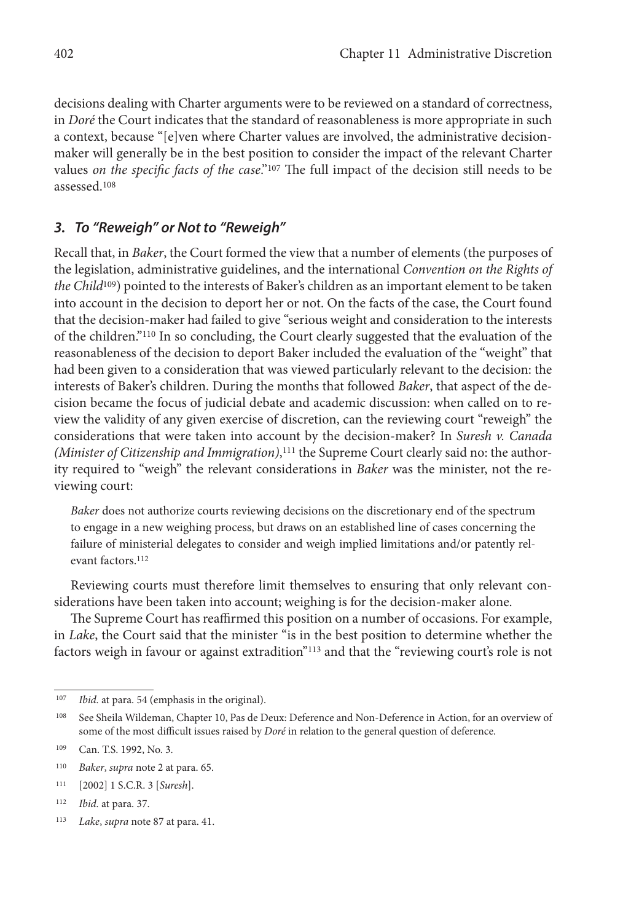decisions dealing with Charter arguments were to be reviewed on a standard of correctness, in *Doré* the Court indicates that the standard of reasonableness is more appropriate in such a context, because "[e]ven where Charter values are involved, the administrative decision-maker will generally be in the best position to consider the impact of the relevant Charter values *on the specific facts of the case*."[107] The full impact of the decision still needs to be assessed.[108]

### *3. To "Reweigh" or Not to "Reweigh"*

Recall that, in *Baker*, the Court formed the view that a number of elements (the purposes of the legislation, administrative guidelines, and the international *Convention on the Rights of the Child*[109]) pointed to the interests of Baker's children as an important element to be taken into account in the decision to deport her or not. On the facts of the case, the Court found that the decision-maker had failed to give "serious weight and consideration to the interests of the children."[110] In so concluding, the Court clearly suggested that the evaluation of the reasonableness of the decision to deport Baker included the evaluation of the "weight" that had been given to a consideration that was viewed particularly relevant to the decision: the interests of Baker's children. During the months that followed *Baker*, that aspect of the decision became the focus of judicial debate and academic discussion: when called on to review the validity of any given exercise of discretion, can the reviewing court "reweigh" the considerations that were taken into account by the decision-maker? In *Suresh v. Canada (Minister of Citizenship and Immigration)*,[111] the Supreme Court clearly said no: the authority required to "weigh" the relevant considerations in *Baker* was the minister, not the reviewing court:

> *Baker* does not authorize courts reviewing decisions on the discretionary end of the spectrum to engage in a new weighing process, but draws on an established line of cases concerning the failure of ministerial delegates to consider and weigh implied limitations and/or patently relevant factors.[112]

Reviewing courts must therefore limit themselves to ensuring that only relevant considerations have been taken into account; weighing is for the decision-maker alone.

The Supreme Court has reaffirmed this position on a number of occasions. For example, in *Lake*, the Court said that the minister "is in the best position to determine whether the factors weigh in favour or against extradition"[113] and that the "reviewing court's role is not

---

[107] *Ibid.* at para. 54 (emphasis in the original).

[108] See Sheila Wildeman, Chapter 10, Pas de Deux: Deference and Non-Deference in Action, for an overview of some of the most difficult issues raised by *Doré* in relation to the general question of deference.

[109] Can. T.S. 1992, No. 3.

[110] *Baker*, *supra* note 2 at para. 65.

[111] [2002] 1 S.C.R. 3 [*Suresh*].

[112] *Ibid.* at para. 37.

[113] *Lake*, *supra* note 87 at para. 41.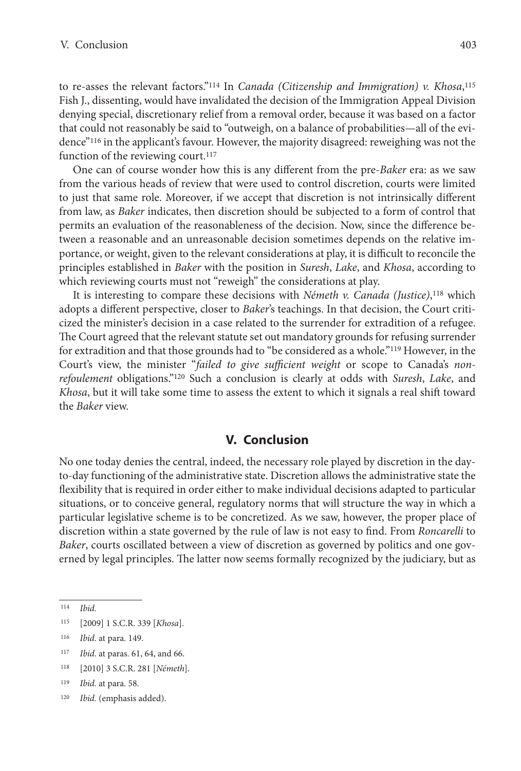to re-asses the relevant factors."[114] In *Canada (Citizenship and Immigration) v. Khosa*,[115] Fish J., dissenting, would have invalidated the decision of the Immigration Appeal Division denying special, discretionary relief from a removal order, because it was based on a factor that could not reasonably be said to "outweigh, on a balance of probabilities—all of the evidence"[116] in the applicant's favour. However, the majority disagreed: reweighing was not the function of the reviewing court.[117]

One can of course wonder how this is any different from the pre-*Baker* era: as we saw from the various heads of review that were used to control discretion, courts were limited to just that same role. Moreover, if we accept that discretion is not intrinsically different from law, as *Baker* indicates, then discretion should be subjected to a form of control that permits an evaluation of the reasonableness of the decision. Now, since the difference between a reasonable and an unreasonable decision sometimes depends on the relative importance, or weight, given to the relevant considerations at play, it is difficult to reconcile the principles established in *Baker* with the position in *Suresh*, *Lake*, and *Khosa*, according to which reviewing courts must not "reweigh" the considerations at play.

It is interesting to compare these decisions with *Németh v. Canada (Justice)*,[118] which adopts a different perspective, closer to *Baker*'s teachings. In that decision, the Court criticized the minister's decision in a case related to the surrender for extradition of a refugee. The Court agreed that the relevant statute set out mandatory grounds for refusing surrender for extradition and that those grounds had to "be considered as a whole."[119] However, in the Court's view, the minister "*failed to give sufficient weight* or scope to Canada's *non-refoulement* obligations."[120] Such a conclusion is clearly at odds with *Suresh*, *Lake*, and *Khosa*, but it will take some time to assess the extent to which it signals a real shift toward the *Baker* view.

## V. Conclusion

No one today denies the central, indeed, the necessary role played by discretion in the day-to-day functioning of the administrative state. Discretion allows the administrative state the flexibility that is required in order either to make individual decisions adapted to particular situations, or to conceive general, regulatory norms that will structure the way in which a particular legislative scheme is to be concretized. As we saw, however, the proper place of discretion within a state governed by the rule of law is not easy to find. From *Roncarelli* to *Baker*, courts oscillated between a view of discretion as governed by politics and one governed by legal principles. The latter now seems formally recognized by the judiciary, but as

---

[114] *Ibid.*

[115] [2009] 1 S.C.R. 339 [*Khosa*].

[116] *Ibid.* at para. 149.

[117] *Ibid.* at paras. 61, 64, and 66.

[118] [2010] 3 S.C.R. 281 [*Németh*].

[119] *Ibid.* at para. 58.

[120] *Ibid.* (emphasis added).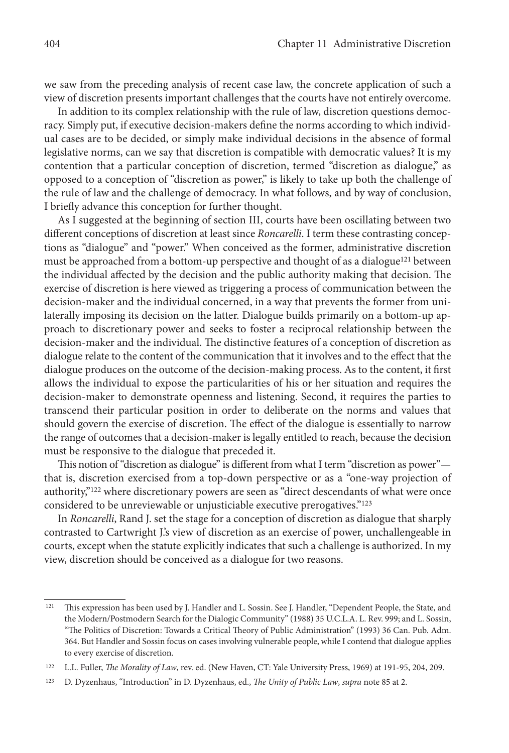we saw from the preceding analysis of recent case law, the concrete application of such a view of discretion presents important challenges that the courts have not entirely overcome.

In addition to its complex relationship with the rule of law, discretion questions democracy. Simply put, if executive decision-makers define the norms according to which individual cases are to be decided, or simply make individual decisions in the absence of formal legislative norms, can we say that discretion is compatible with democratic values? It is my contention that a particular conception of discretion, termed "discretion as dialogue," as opposed to a conception of "discretion as power," is likely to take up both the challenge of the rule of law and the challenge of democracy. In what follows, and by way of conclusion, I briefly advance this conception for further thought.

As I suggested at the beginning of section III, courts have been oscillating between two different conceptions of discretion at least since *Roncarelli*. I term these contrasting conceptions as "dialogue" and "power." When conceived as the former, administrative discretion must be approached from a bottom-up perspective and thought of as a dialogue[121] between the individual affected by the decision and the public authority making that decision. The exercise of discretion is here viewed as triggering a process of communication between the decision-maker and the individual concerned, in a way that prevents the former from unilaterally imposing its decision on the latter. Dialogue builds primarily on a bottom-up approach to discretionary power and seeks to foster a reciprocal relationship between the decision-maker and the individual. The distinctive features of a conception of discretion as dialogue relate to the content of the communication that it involves and to the effect that the dialogue produces on the outcome of the decision-making process. As to the content, it first allows the individual to expose the particularities of his or her situation and requires the decision-maker to demonstrate openness and listening. Second, it requires the parties to transcend their particular position in order to deliberate on the norms and values that should govern the exercise of discretion. The effect of the dialogue is essentially to narrow the range of outcomes that a decision-maker is legally entitled to reach, because the decision must be responsive to the dialogue that preceded it.

This notion of "discretion as dialogue" is different from what I term "discretion as power"—that is, discretion exercised from a top-down perspective or as a "one-way projection of authority,"[122] where discretionary powers are seen as "direct descendants of what were once considered to be unreviewable or unjusticiable executive prerogatives."[123]

In *Roncarelli*, Rand J. set the stage for a conception of discretion as dialogue that sharply contrasted to Cartwright J.'s view of discretion as an exercise of power, unchallengeable in courts, except when the statute explicitly indicates that such a challenge is authorized. In my view, discretion should be conceived as a dialogue for two reasons.

---

121 This expression has been used by J. Handler and L. Sossin. See J. Handler, "Dependent People, the State, and the Modern/Postmodern Search for the Dialogic Community" (1988) 35 U.C.L.A. L. Rev. 999; and L. Sossin, "The Politics of Discretion: Towards a Critical Theory of Public Administration" (1993) 36 Can. Pub. Adm. 364. But Handler and Sossin focus on cases involving vulnerable people, while I contend that dialogue applies to every exercise of discretion.

122 L.L. Fuller, *The Morality of Law*, rev. ed. (New Haven, CT: Yale University Press, 1969) at 191-95, 204, 209.

123 D. Dyzenhaus, "Introduction" in D. Dyzenhaus, ed., *The Unity of Public Law*, *supra* note 85 at 2.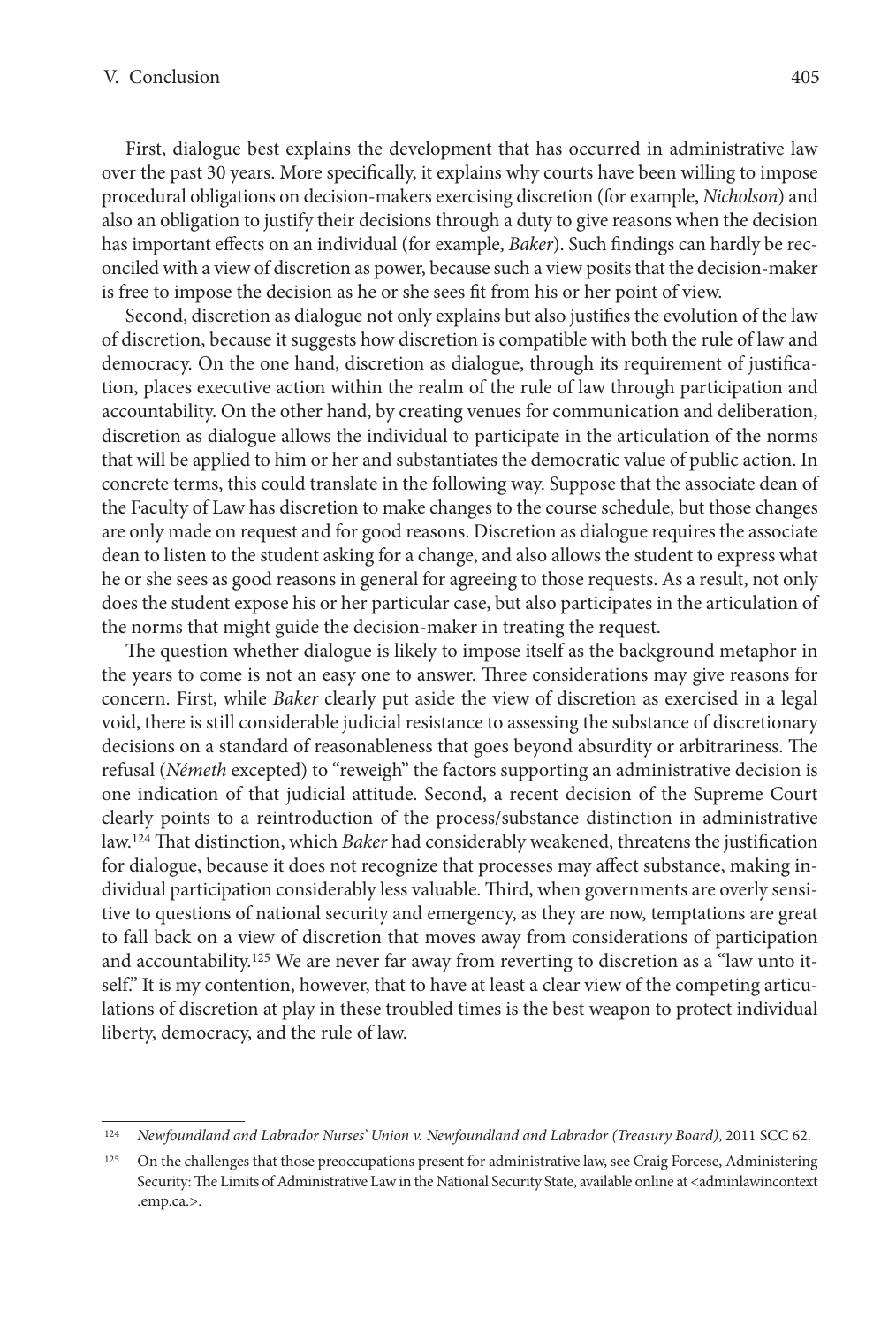First, dialogue best explains the development that has occurred in administrative law over the past 30 years. More specifically, it explains why courts have been willing to impose procedural obligations on decision-makers exercising discretion (for example, *Nicholson*) and also an obligation to justify their decisions through a duty to give reasons when the decision has important effects on an individual (for example, *Baker*). Such findings can hardly be reconciled with a view of discretion as power, because such a view posits that the decision-maker is free to impose the decision as he or she sees fit from his or her point of view.

Second, discretion as dialogue not only explains but also justifies the evolution of the law of discretion, because it suggests how discretion is compatible with both the rule of law and democracy. On the one hand, discretion as dialogue, through its requirement of justification, places executive action within the realm of the rule of law through participation and accountability. On the other hand, by creating venues for communication and deliberation, discretion as dialogue allows the individual to participate in the articulation of the norms that will be applied to him or her and substantiates the democratic value of public action. In concrete terms, this could translate in the following way. Suppose that the associate dean of the Faculty of Law has discretion to make changes to the course schedule, but those changes are only made on request and for good reasons. Discretion as dialogue requires the associate dean to listen to the student asking for a change, and also allows the student to express what he or she sees as good reasons in general for agreeing to those requests. As a result, not only does the student expose his or her particular case, but also participates in the articulation of the norms that might guide the decision-maker in treating the request.

The question whether dialogue is likely to impose itself as the background metaphor in the years to come is not an easy one to answer. Three considerations may give reasons for concern. First, while *Baker* clearly put aside the view of discretion as exercised in a legal void, there is still considerable judicial resistance to assessing the substance of discretionary decisions on a standard of reasonableness that goes beyond absurdity or arbitrariness. The refusal (*Németh* excepted) to "reweigh" the factors supporting an administrative decision is one indication of that judicial attitude. Second, a recent decision of the Supreme Court clearly points to a reintroduction of the process/substance distinction in administrative law.[124] That distinction, which *Baker* had considerably weakened, threatens the justification for dialogue, because it does not recognize that processes may affect substance, making individual participation considerably less valuable. Third, when governments are overly sensitive to questions of national security and emergency, as they are now, temptations are great to fall back on a view of discretion that moves away from considerations of participation and accountability.[125] We are never far away from reverting to discretion as a "law unto itself." It is my contention, however, that to have at least a clear view of the competing articulations of discretion at play in these troubled times is the best weapon to protect individual liberty, democracy, and the rule of law.

---

[124] *Newfoundland and Labrador Nurses' Union v. Newfoundland and Labrador (Treasury Board)*, 2011 SCC 62.

[125] On the challenges that those preoccupations present for administrative law, see Craig Forcese, Administering Security: The Limits of Administrative Law in the National Security State, available online at <adminlawincontext.emp.ca.>.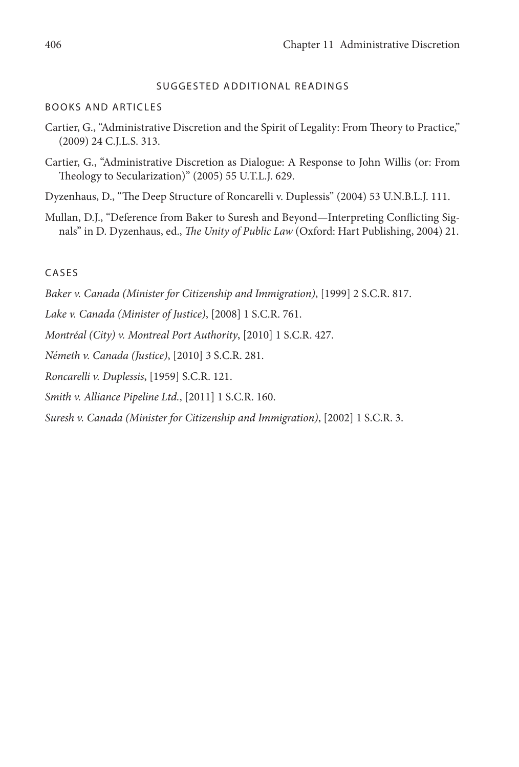## SUGGESTED ADDITIONAL READINGS

### BOOKS AND ARTICLES

Cartier, G., "Administrative Discretion and the Spirit of Legality: From Theory to Practice," (2009) 24 C.J.L.S. 313.

Cartier, G., "Administrative Discretion as Dialogue: A Response to John Willis (or: From Theology to Secularization)" (2005) 55 U.T.L.J. 629.

Dyzenhaus, D., "The Deep Structure of Roncarelli v. Duplessis" (2004) 53 U.N.B.L.J. 111.

Mullan, D.J., "Deference from Baker to Suresh and Beyond—Interpreting Conflicting Signals" in D. Dyzenhaus, ed., *The Unity of Public Law* (Oxford: Hart Publishing, 2004) 21.

### CASES

*Baker v. Canada (Minister for Citizenship and Immigration)*, [1999] 2 S.C.R. 817.

*Lake v. Canada (Minister of Justice)*, [2008] 1 S.C.R. 761.

*Montréal (City) v. Montreal Port Authority*, [2010] 1 S.C.R. 427.

*Németh v. Canada (Justice)*, [2010] 3 S.C.R. 281.

*Roncarelli v. Duplessis*, [1959] S.C.R. 121.

*Smith v. Alliance Pipeline Ltd.*, [2011] 1 S.C.R. 160.

*Suresh v. Canada (Minister for Citizenship and Immigration)*, [2002] 1 S.C.R. 3.